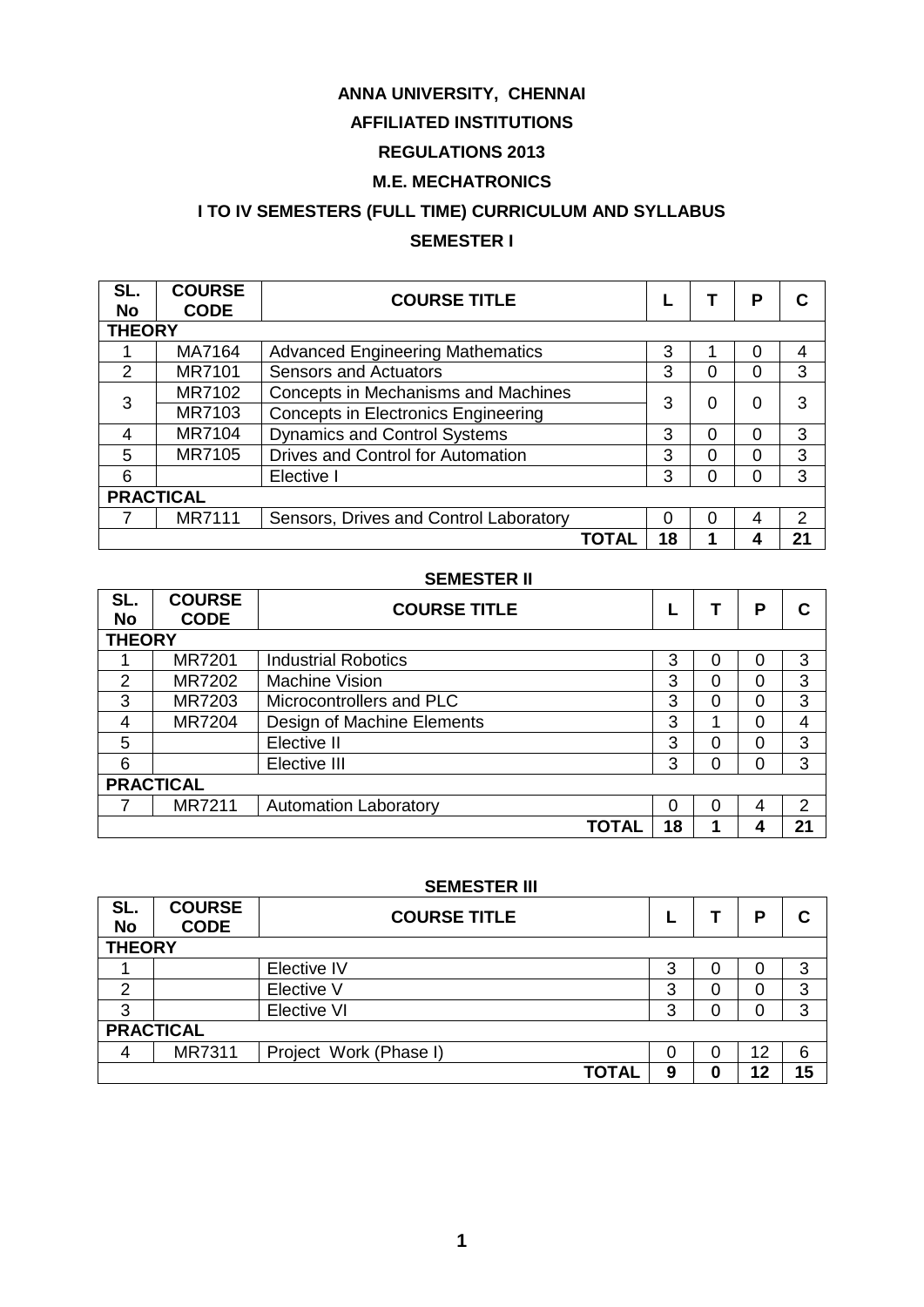# ANNA UNIVERSITY, CHENNAI

## AFFILIATED INSTITUTIONS

## REGULATIONS 2013

## M.E. MECHATRONICS

## I TO IV SEMESTERS (FULL TIME) CURRICULUM AND SYLLABUS

### SEMESTER I

| SL. No | COURSE CODE | COURSE TITLE | L | T | P | C |
|---|---|---|---|---|---|---|
| **THEORY** | | | | | | |
| 1 | MA7164 | Advanced Engineering Mathematics | 3 | 1 | 0 | 4 |
| 2 | MR7101 | Sensors and Actuators | 3 | 0 | 0 | 3 |
| 3 | MR7102 | Concepts in Mechanisms and Machines | 3 | 0 | 0 | 3 |
| | MR7103 | Concepts in Electronics Engineering | | | | |
| 4 | MR7104 | Dynamics and Control Systems | 3 | 0 | 0 | 3 |
| 5 | MR7105 | Drives and Control for Automation | 3 | 0 | 0 | 3 |
| 6 | | Elective I | 3 | 0 | 0 | 3 |
| **PRACTICAL** | | | | | | |
| 7 | MR7111 | Sensors, Drives and Control Laboratory | 0 | 0 | 4 | 2 |
| | | **TOTAL** | **18** | **1** | **4** | **21** |

### SEMESTER II

| SL. No | COURSE CODE | COURSE TITLE | L | T | P | C |
|---|---|---|---|---|---|---|
| **THEORY** | | | | | | |
| 1 | MR7201 | Industrial Robotics | 3 | 0 | 0 | 3 |
| 2 | MR7202 | Machine Vision | 3 | 0 | 0 | 3 |
| 3 | MR7203 | Microcontrollers and PLC | 3 | 0 | 0 | 3 |
| 4 | MR7204 | Design of Machine Elements | 3 | 1 | 0 | 4 |
| 5 | | Elective II | 3 | 0 | 0 | 3 |
| 6 | | Elective III | 3 | 0 | 0 | 3 |
| **PRACTICAL** | | | | | | |
| 7 | MR7211 | Automation Laboratory | 0 | 0 | 4 | 2 |
| | | **TOTAL** | **18** | **1** | **4** | **21** |

### SEMESTER III

| SL. No | COURSE CODE | COURSE TITLE | L | T | P | C |
|---|---|---|---|---|---|---|
| **THEORY** | | | | | | |
| 1 | | Elective IV | 3 | 0 | 0 | 3 |
| 2 | | Elective V | 3 | 0 | 0 | 3 |
| 3 | | Elective VI | 3 | 0 | 0 | 3 |
| **PRACTICAL** | | | | | | |
| 4 | MR7311 | Project Work (Phase I) | 0 | 0 | 12 | 6 |
| | | **TOTAL** | **9** | **0** | **12** | **15** |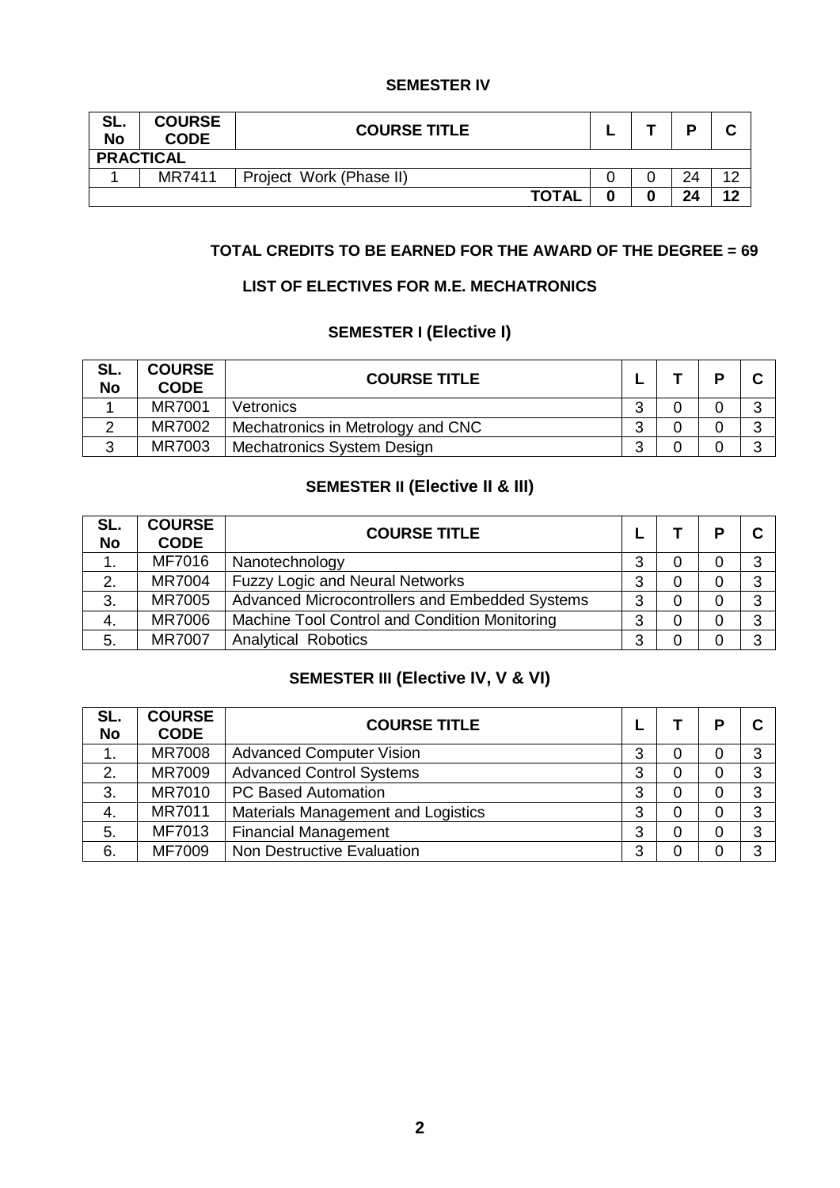## SEMESTER IV

| SL. No | COURSE CODE | COURSE TITLE | L | T | P | C |
|---|---|---|---|---|---|---|
| **PRACTICAL** | | | | | | |
| 1 | MR7411 | Project Work (Phase II) | 0 | 0 | 24 | 12 |
| | | **TOTAL** | **0** | **0** | **24** | **12** |

**TOTAL CREDITS TO BE EARNED FOR THE AWARD OF THE DEGREE = 69**

## LIST OF ELECTIVES FOR M.E. MECHATRONICS

### SEMESTER I (Elective I)

| SL. No | COURSE CODE | COURSE TITLE | L | T | P | C |
|---|---|---|---|---|---|---|
| 1 | MR7001 | Vetronics | 3 | 0 | 0 | 3 |
| 2 | MR7002 | Mechatronics in Metrology and CNC | 3 | 0 | 0 | 3 |
| 3 | MR7003 | Mechatronics System Design | 3 | 0 | 0 | 3 |

### SEMESTER II (Elective II & III)

| SL. No | COURSE CODE | COURSE TITLE | L | T | P | C |
|---|---|---|---|---|---|---|
| 1. | MF7016 | Nanotechnology | 3 | 0 | 0 | 3 |
| 2. | MR7004 | Fuzzy Logic and Neural Networks | 3 | 0 | 0 | 3 |
| 3. | MR7005 | Advanced Microcontrollers and Embedded Systems | 3 | 0 | 0 | 3 |
| 4. | MR7006 | Machine Tool Control and Condition Monitoring | 3 | 0 | 0 | 3 |
| 5. | MR7007 | Analytical Robotics | 3 | 0 | 0 | 3 |

### SEMESTER III (Elective IV, V & VI)

| SL. No | COURSE CODE | COURSE TITLE | L | T | P | C |
|---|---|---|---|---|---|---|
| 1. | MR7008 | Advanced Computer Vision | 3 | 0 | 0 | 3 |
| 2. | MR7009 | Advanced Control Systems | 3 | 0 | 0 | 3 |
| 3. | MR7010 | PC Based Automation | 3 | 0 | 0 | 3 |
| 4. | MR7011 | Materials Management and Logistics | 3 | 0 | 0 | 3 |
| 5. | MF7013 | Financial Management | 3 | 0 | 0 | 3 |
| 6. | MF7009 | Non Destructive Evaluation | 3 | 0 | 0 | 3 |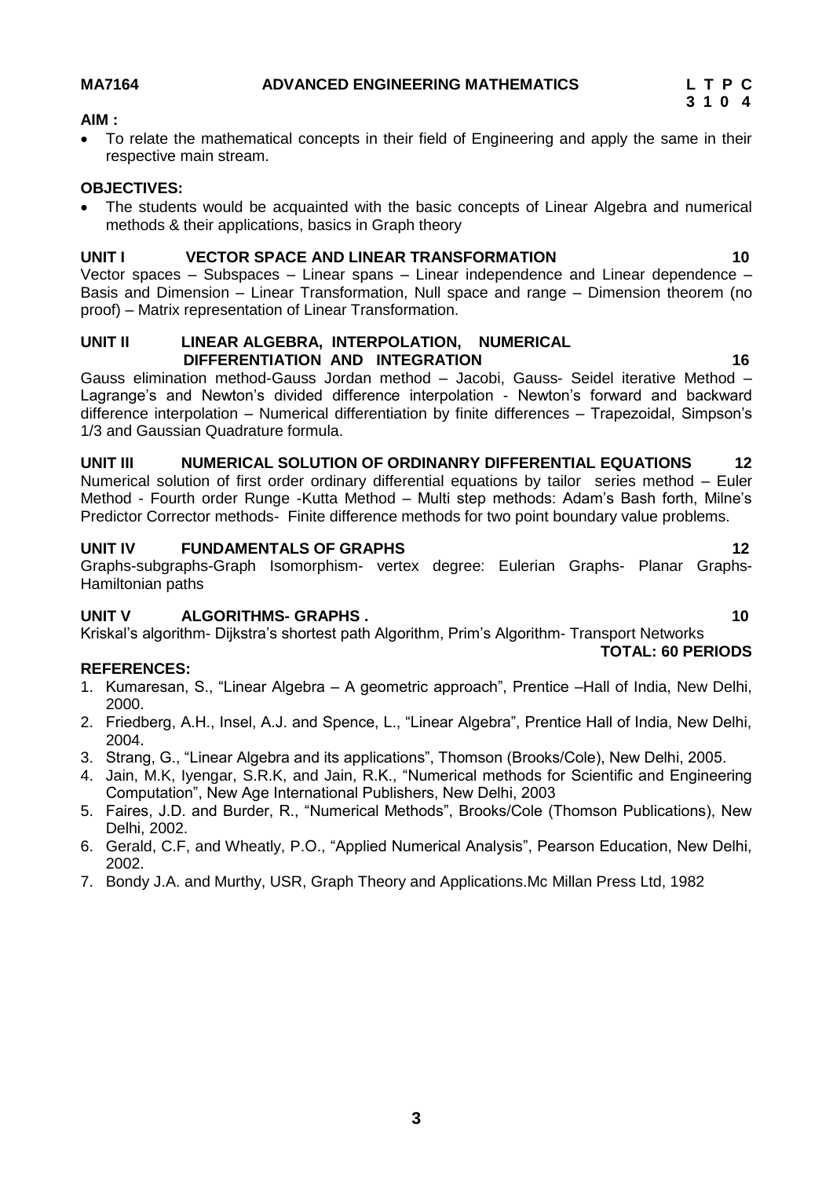**MA7164 ADVANCED ENGINEERING MATHEMATICS**

| L | T | P | C |
|---|---|---|---|
| 3 | 1 | 0 | 4 |

**AIM :**

- To relate the mathematical concepts in their field of Engineering and apply the same in their respective main stream.

**OBJECTIVES:**

- The students would be acquainted with the basic concepts of Linear Algebra and numerical methods & their applications, basics in Graph theory

**UNIT I VECTOR SPACE AND LINEAR TRANSFORMATION 10**

Vector spaces – Subspaces – Linear spans – Linear independence and Linear dependence – Basis and Dimension – Linear Transformation, Null space and range – Dimension theorem (no proof) – Matrix representation of Linear Transformation.

**UNIT II LINEAR ALGEBRA, INTERPOLATION, NUMERICAL DIFFERENTIATION AND INTEGRATION 16**

Gauss elimination method-Gauss Jordan method – Jacobi, Gauss- Seidel iterative Method – Lagrange's and Newton's divided difference interpolation - Newton's forward and backward difference interpolation – Numerical differentiation by finite differences – Trapezoidal, Simpson's 1/3 and Gaussian Quadrature formula.

**UNIT III NUMERICAL SOLUTION OF ORDINANRY DIFFERENTIAL EQUATIONS 12**

Numerical solution of first order ordinary differential equations by tailor series method – Euler Method - Fourth order Runge -Kutta Method – Multi step methods: Adam's Bash forth, Milne's Predictor Corrector methods- Finite difference methods for two point boundary value problems.

**UNIT IV FUNDAMENTALS OF GRAPHS 12**

Graphs-subgraphs-Graph Isomorphism- vertex degree: Eulerian Graphs- Planar Graphs- Hamiltonian paths

**UNIT V ALGORITHMS- GRAPHS . 10**

Kriskal's algorithm- Dijkstra's shortest path Algorithm, Prim's Algorithm- Transport Networks

**TOTAL: 60 PERIODS**

**REFERENCES:**

1. Kumaresan, S., "Linear Algebra – A geometric approach", Prentice –Hall of India, New Delhi, 2000.
2. Friedberg, A.H., Insel, A.J. and Spence, L., "Linear Algebra", Prentice Hall of India, New Delhi, 2004.
3. Strang, G., "Linear Algebra and its applications", Thomson (Brooks/Cole), New Delhi, 2005.
4. Jain, M.K, Iyengar, S.R.K, and Jain, R.K., "Numerical methods for Scientific and Engineering Computation", New Age International Publishers, New Delhi, 2003
5. Faires, J.D. and Burder, R., "Numerical Methods", Brooks/Cole (Thomson Publications), New Delhi, 2002.
6. Gerald, C.F, and Wheatly, P.O., "Applied Numerical Analysis", Pearson Education, New Delhi, 2002.
7. Bondy J.A. and Murthy, USR, Graph Theory and Applications.Mc Millan Press Ltd, 1982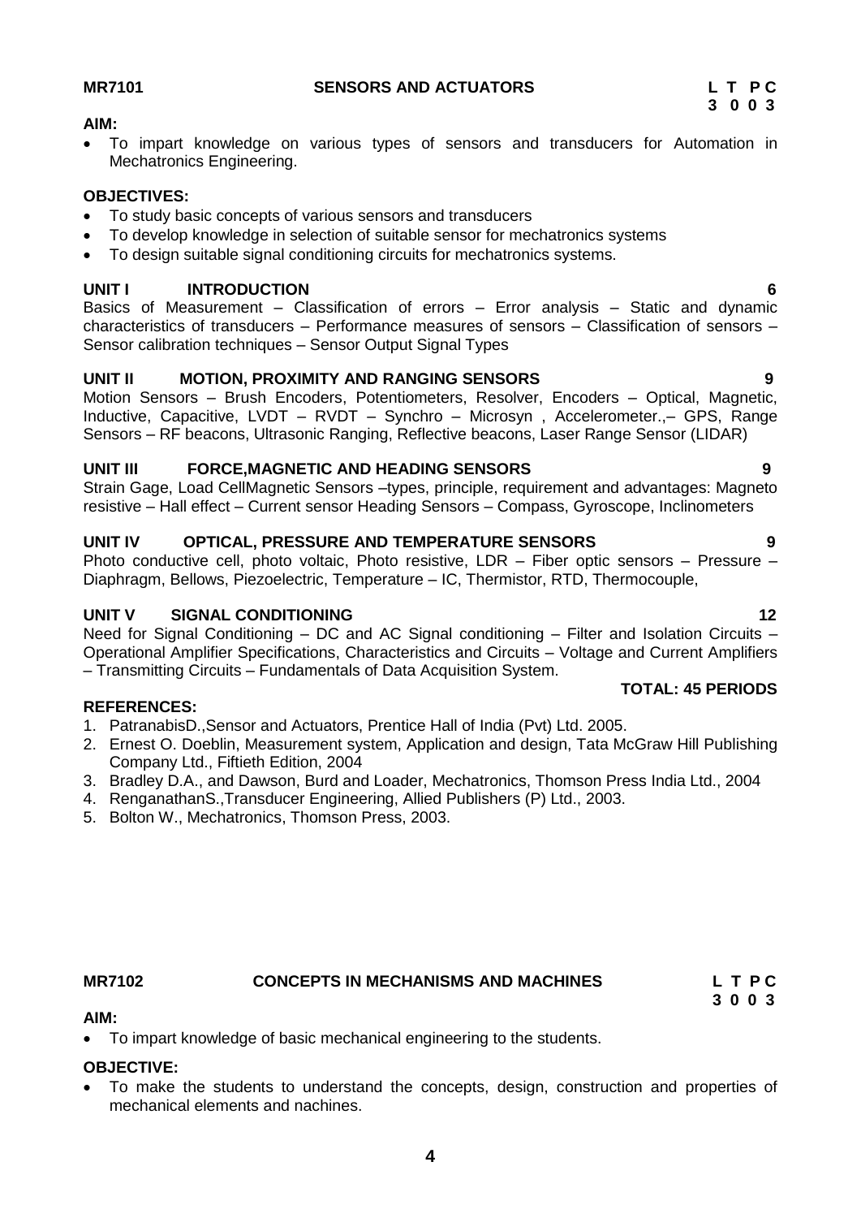**MR7101 SENSORS AND ACTUATORS**

**L T P C**
**3 0 0 3**

**AIM:**

- To impart knowledge on various types of sensors and transducers for Automation in Mechatronics Engineering.

**OBJECTIVES:**

- To study basic concepts of various sensors and transducers
- To develop knowledge in selection of suitable sensor for mechatronics systems
- To design suitable signal conditioning circuits for mechatronics systems.

**UNIT I INTRODUCTION 6**

Basics of Measurement – Classification of errors – Error analysis – Static and dynamic characteristics of transducers – Performance measures of sensors – Classification of sensors – Sensor calibration techniques – Sensor Output Signal Types

**UNIT II MOTION, PROXIMITY AND RANGING SENSORS 9**

Motion Sensors – Brush Encoders, Potentiometers, Resolver, Encoders – Optical, Magnetic, Inductive, Capacitive, LVDT – RVDT – Synchro – Microsyn , Accelerometer.,– GPS, Range Sensors – RF beacons, Ultrasonic Ranging, Reflective beacons, Laser Range Sensor (LIDAR)

**UNIT III FORCE,MAGNETIC AND HEADING SENSORS 9**

Strain Gage, Load CellMagnetic Sensors –types, principle, requirement and advantages: Magneto resistive – Hall effect – Current sensor Heading Sensors – Compass, Gyroscope, Inclinometers

**UNIT IV OPTICAL, PRESSURE AND TEMPERATURE SENSORS 9**

Photo conductive cell, photo voltaic, Photo resistive, LDR – Fiber optic sensors – Pressure – Diaphragm, Bellows, Piezoelectric, Temperature – IC, Thermistor, RTD, Thermocouple,

**UNIT V SIGNAL CONDITIONING 12**

Need for Signal Conditioning – DC and AC Signal conditioning – Filter and Isolation Circuits – Operational Amplifier Specifications, Characteristics and Circuits – Voltage and Current Amplifiers – Transmitting Circuits – Fundamentals of Data Acquisition System.

**TOTAL: 45 PERIODS**

**REFERENCES:**

1. PatranabisD.,Sensor and Actuators, Prentice Hall of India (Pvt) Ltd. 2005.
2. Ernest O. Doeblin, Measurement system, Application and design, Tata McGraw Hill Publishing Company Ltd., Fiftieth Edition, 2004
3. Bradley D.A., and Dawson, Burd and Loader, Mechatronics, Thomson Press India Ltd., 2004
4. RenganathanS.,Transducer Engineering, Allied Publishers (P) Ltd., 2003.
5. Bolton W., Mechatronics, Thomson Press, 2003.

**MR7102 CONCEPTS IN MECHANISMS AND MACHINES**

**L T P C**
**3 0 0 3**

**AIM:**

- To impart knowledge of basic mechanical engineering to the students.

**OBJECTIVE:**

- To make the students to understand the concepts, design, construction and properties of mechanical elements and nachines.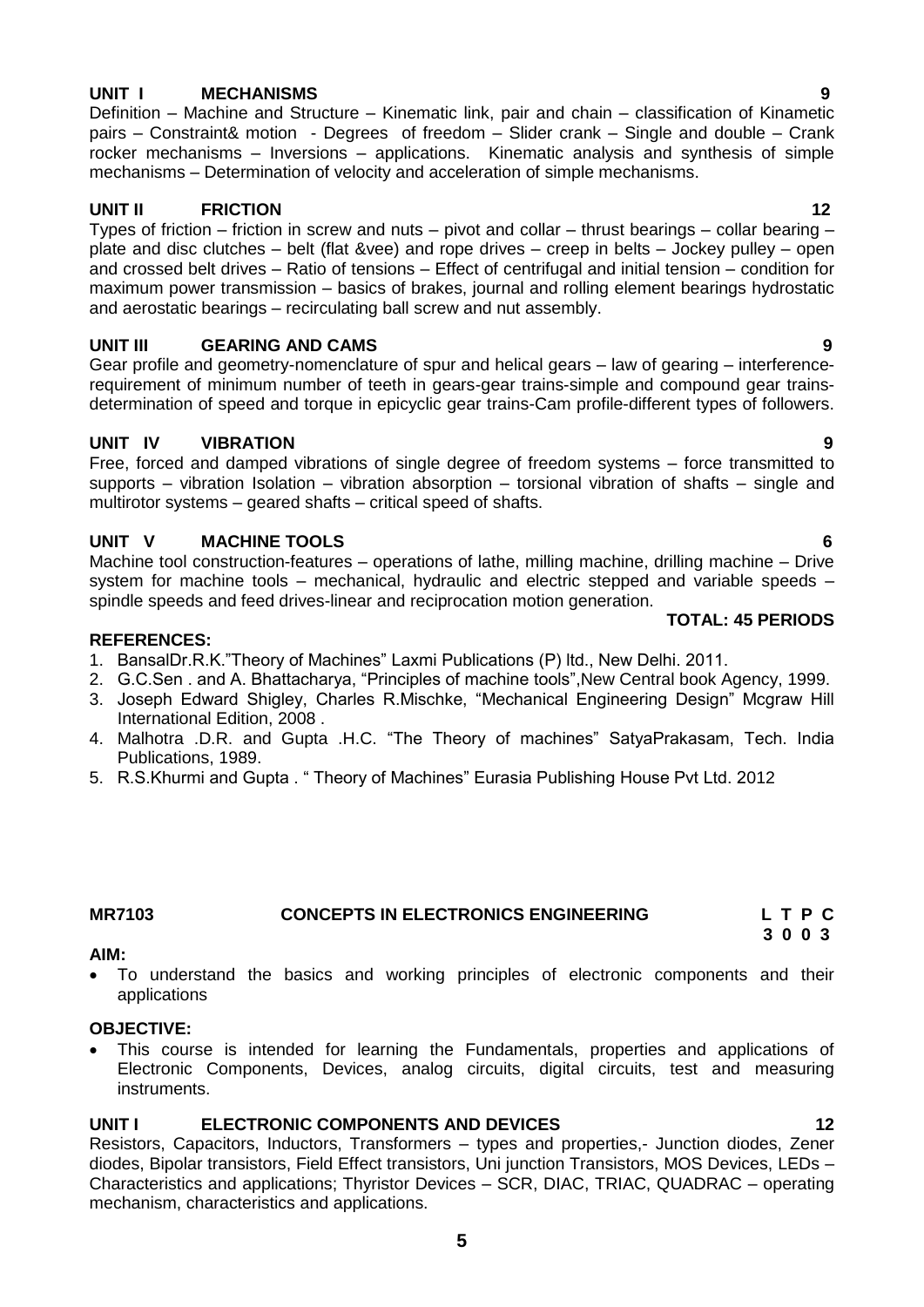**UNIT I MECHANISMS 9**

Definition – Machine and Structure – Kinematic link, pair and chain – classification of Kinametic pairs – Constraint& motion - Degrees of freedom – Slider crank – Single and double – Crank rocker mechanisms – Inversions – applications. Kinematic analysis and synthesis of simple mechanisms – Determination of velocity and acceleration of simple mechanisms.

**UNIT II FRICTION 12**

Types of friction – friction in screw and nuts – pivot and collar – thrust bearings – collar bearing – plate and disc clutches – belt (flat &vee) and rope drives – creep in belts – Jockey pulley – open and crossed belt drives – Ratio of tensions – Effect of centrifugal and initial tension – condition for maximum power transmission – basics of brakes, journal and rolling element bearings hydrostatic and aerostatic bearings – recirculating ball screw and nut assembly.

**UNIT III GEARING AND CAMS 9**

Gear profile and geometry-nomenclature of spur and helical gears – law of gearing – interference-requirement of minimum number of teeth in gears-gear trains-simple and compound gear trains-determination of speed and torque in epicyclic gear trains-Cam profile-different types of followers.

**UNIT IV VIBRATION 9**

Free, forced and damped vibrations of single degree of freedom systems – force transmitted to supports – vibration Isolation – vibration absorption – torsional vibration of shafts – single and multirotor systems – geared shafts – critical speed of shafts.

**UNIT V MACHINE TOOLS 6**

Machine tool construction-features – operations of lathe, milling machine, drilling machine – Drive system for machine tools – mechanical, hydraulic and electric stepped and variable speeds – spindle speeds and feed drives-linear and reciprocation motion generation.

**TOTAL: 45 PERIODS**

**REFERENCES:**

1. BansalDr.R.K."Theory of Machines" Laxmi Publications (P) ltd., New Delhi. 2011.
2. G.C.Sen . and A. Bhattacharya, "Principles of machine tools",New Central book Agency, 1999.
3. Joseph Edward Shigley, Charles R.Mischke, "Mechanical Engineering Design" Mcgraw Hill International Edition, 2008 .
4. Malhotra .D.R. and Gupta .H.C. "The Theory of machines" SatyaPrakasam, Tech. India Publications, 1989.
5. R.S.Khurmi and Gupta . " Theory of Machines" Eurasia Publishing House Pvt Ltd. 2012

## MR7103 CONCEPTS IN ELECTRONICS ENGINEERING

| L | T | P | C |
|---|---|---|---|
| 3 | 0 | 0 | 3 |

**AIM:**

- To understand the basics and working principles of electronic components and their applications

**OBJECTIVE:**

- This course is intended for learning the Fundamentals, properties and applications of Electronic Components, Devices, analog circuits, digital circuits, test and measuring instruments.

**UNIT I ELECTRONIC COMPONENTS AND DEVICES 12**

Resistors, Capacitors, Inductors, Transformers – types and properties,- Junction diodes, Zener diodes, Bipolar transistors, Field Effect transistors, Uni junction Transistors, MOS Devices, LEDs – Characteristics and applications; Thyristor Devices – SCR, DIAC, TRIAC, QUADRAC – operating mechanism, characteristics and applications.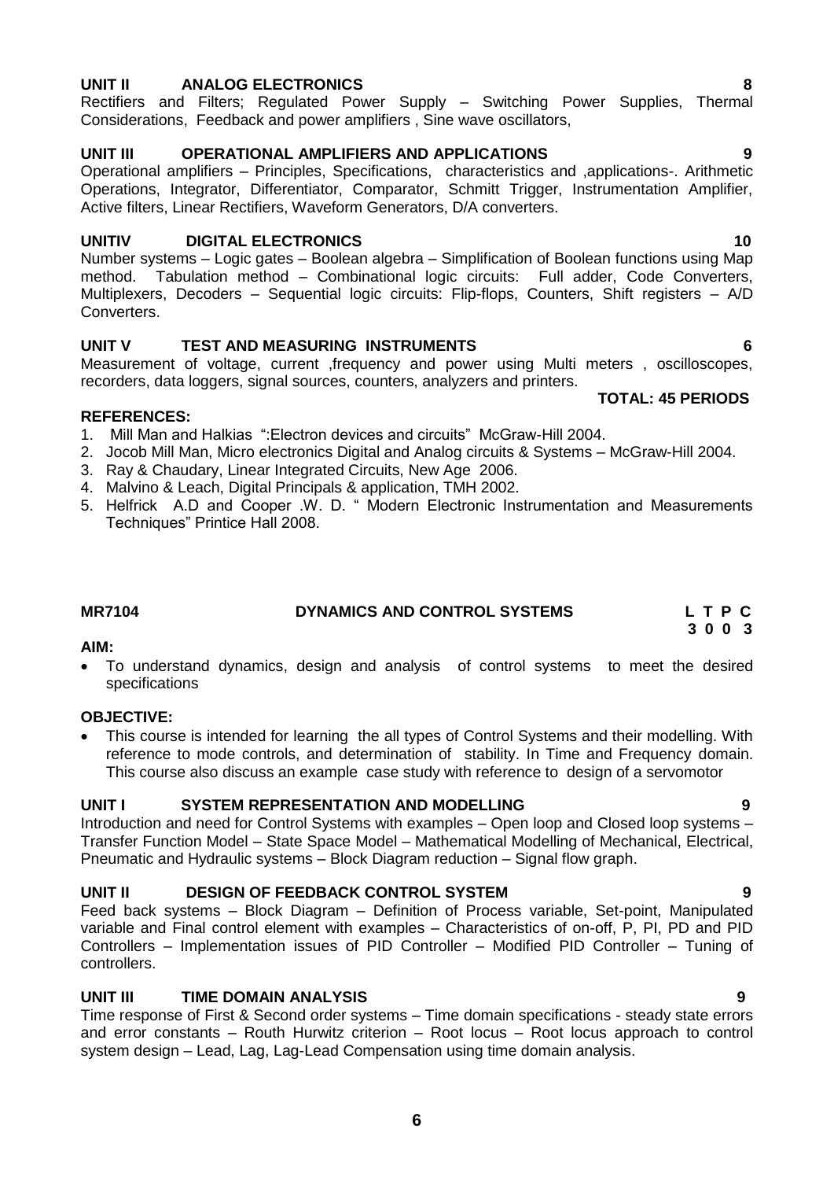**UNIT II ANALOG ELECTRONICS 8**

Rectifiers and Filters; Regulated Power Supply – Switching Power Supplies, Thermal Considerations, Feedback and power amplifiers , Sine wave oscillators,

**UNIT III OPERATIONAL AMPLIFIERS AND APPLICATIONS 9**

Operational amplifiers – Principles, Specifications, characteristics and ,applications-. Arithmetic Operations, Integrator, Differentiator, Comparator, Schmitt Trigger, Instrumentation Amplifier, Active filters, Linear Rectifiers, Waveform Generators, D/A converters.

**UNITIV DIGITAL ELECTRONICS 10**

Number systems – Logic gates – Boolean algebra – Simplification of Boolean functions using Map method. Tabulation method – Combinational logic circuits: Full adder, Code Converters, Multiplexers, Decoders – Sequential logic circuits: Flip-flops, Counters, Shift registers – A/D Converters.

**UNIT V TEST AND MEASURING INSTRUMENTS 6**

Measurement of voltage, current ,frequency and power using Multi meters , oscilloscopes, recorders, data loggers, signal sources, counters, analyzers and printers.

**TOTAL: 45 PERIODS**

**REFERENCES:**

1. Mill Man and Halkias ":Electron devices and circuits" McGraw-Hill 2004.
2. Jocob Mill Man, Micro electronics Digital and Analog circuits & Systems – McGraw-Hill 2004.
3. Ray & Chaudary, Linear Integrated Circuits, New Age 2006.
4. Malvino & Leach, Digital Principals & application, TMH 2002.
5. Helfrick A.D and Cooper .W. D. " Modern Electronic Instrumentation and Measurements Techniques" Printice Hall 2008.

**MR7104 DYNAMICS AND CONTROL SYSTEMS L T P C**
**3 0 0 3**

**AIM:**

- To understand dynamics, design and analysis of control systems to meet the desired specifications

**OBJECTIVE:**

- This course is intended for learning the all types of Control Systems and their modelling. With reference to mode controls, and determination of stability. In Time and Frequency domain. This course also discuss an example case study with reference to design of a servomotor

**UNIT I SYSTEM REPRESENTATION AND MODELLING 9**

Introduction and need for Control Systems with examples – Open loop and Closed loop systems – Transfer Function Model – State Space Model – Mathematical Modelling of Mechanical, Electrical, Pneumatic and Hydraulic systems – Block Diagram reduction – Signal flow graph.

**UNIT II DESIGN OF FEEDBACK CONTROL SYSTEM 9**

Feed back systems – Block Diagram – Definition of Process variable, Set-point, Manipulated variable and Final control element with examples – Characteristics of on-off, P, PI, PD and PID Controllers – Implementation issues of PID Controller – Modified PID Controller – Tuning of controllers.

**UNIT III TIME DOMAIN ANALYSIS 9**

Time response of First & Second order systems – Time domain specifications - steady state errors and error constants – Routh Hurwitz criterion – Root locus – Root locus approach to control system design – Lead, Lag, Lag-Lead Compensation using time domain analysis.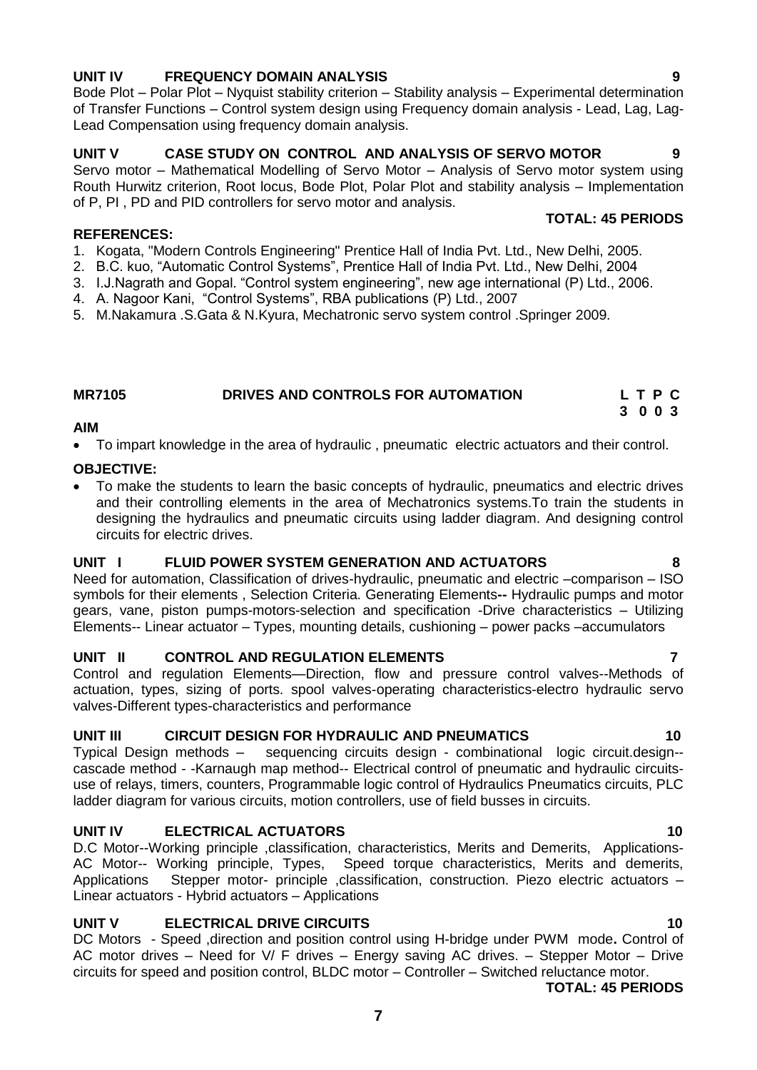**UNIT IV FREQUENCY DOMAIN ANALYSIS 9**

Bode Plot – Polar Plot – Nyquist stability criterion – Stability analysis – Experimental determination of Transfer Functions – Control system design using Frequency domain analysis - Lead, Lag, Lag-Lead Compensation using frequency domain analysis.

**UNIT V CASE STUDY ON CONTROL AND ANALYSIS OF SERVO MOTOR 9**

Servo motor – Mathematical Modelling of Servo Motor – Analysis of Servo motor system using Routh Hurwitz criterion, Root locus, Bode Plot, Polar Plot and stability analysis – Implementation of P, PI , PD and PID controllers for servo motor and analysis.

**TOTAL: 45 PERIODS**

**REFERENCES:**

1. Kogata, "Modern Controls Engineering" Prentice Hall of India Pvt. Ltd., New Delhi, 2005.
2. B.C. kuo, "Automatic Control Systems", Prentice Hall of India Pvt. Ltd., New Delhi, 2004
3. I.J.Nagrath and Gopal. "Control system engineering", new age international (P) Ltd., 2006.
4. A. Nagoor Kani, "Control Systems", RBA publications (P) Ltd., 2007
5. M.Nakamura .S.Gata & N.Kyura, Mechatronic servo system control .Springer 2009.

## MR7105 DRIVES AND CONTROLS FOR AUTOMATION

**L T P C**
**3 0 0 3**

**AIM**

- To impart knowledge in the area of hydraulic , pneumatic electric actuators and their control.

**OBJECTIVE:**

- To make the students to learn the basic concepts of hydraulic, pneumatics and electric drives and their controlling elements in the area of Mechatronics systems.To train the students in designing the hydraulics and pneumatic circuits using ladder diagram. And designing control circuits for electric drives.

**UNIT I FLUID POWER SYSTEM GENERATION AND ACTUATORS 8**

Need for automation, Classification of drives-hydraulic, pneumatic and electric –comparison – ISO symbols for their elements , Selection Criteria. Generating Elements-- Hydraulic pumps and motor gears, vane, piston pumps-motors-selection and specification -Drive characteristics – Utilizing Elements-- Linear actuator – Types, mounting details, cushioning – power packs –accumulators

**UNIT II CONTROL AND REGULATION ELEMENTS 7**

Control and regulation Elements—Direction, flow and pressure control valves--Methods of actuation, types, sizing of ports. spool valves-operating characteristics-electro hydraulic servo valves-Different types-characteristics and performance

**UNIT III CIRCUIT DESIGN FOR HYDRAULIC AND PNEUMATICS 10**

Typical Design methods – sequencing circuits design - combinational logic circuit.design--cascade method - -Karnaugh map method-- Electrical control of pneumatic and hydraulic circuits-use of relays, timers, counters, Programmable logic control of Hydraulics Pneumatics circuits, PLC ladder diagram for various circuits, motion controllers, use of field busses in circuits.

**UNIT IV ELECTRICAL ACTUATORS 10**

D.C Motor--Working principle ,classification, characteristics, Merits and Demerits, Applications-AC Motor-- Working principle, Types, Speed torque characteristics, Merits and demerits, Applications Stepper motor- principle ,classification, construction. Piezo electric actuators – Linear actuators - Hybrid actuators – Applications

**UNIT V ELECTRICAL DRIVE CIRCUITS 10**

DC Motors - Speed ,direction and position control using H-bridge under PWM mode**.** Control of AC motor drives – Need for V/ F drives – Energy saving AC drives. – Stepper Motor – Drive circuits for speed and position control, BLDC motor – Controller – Switched reluctance motor.

**TOTAL: 45 PERIODS**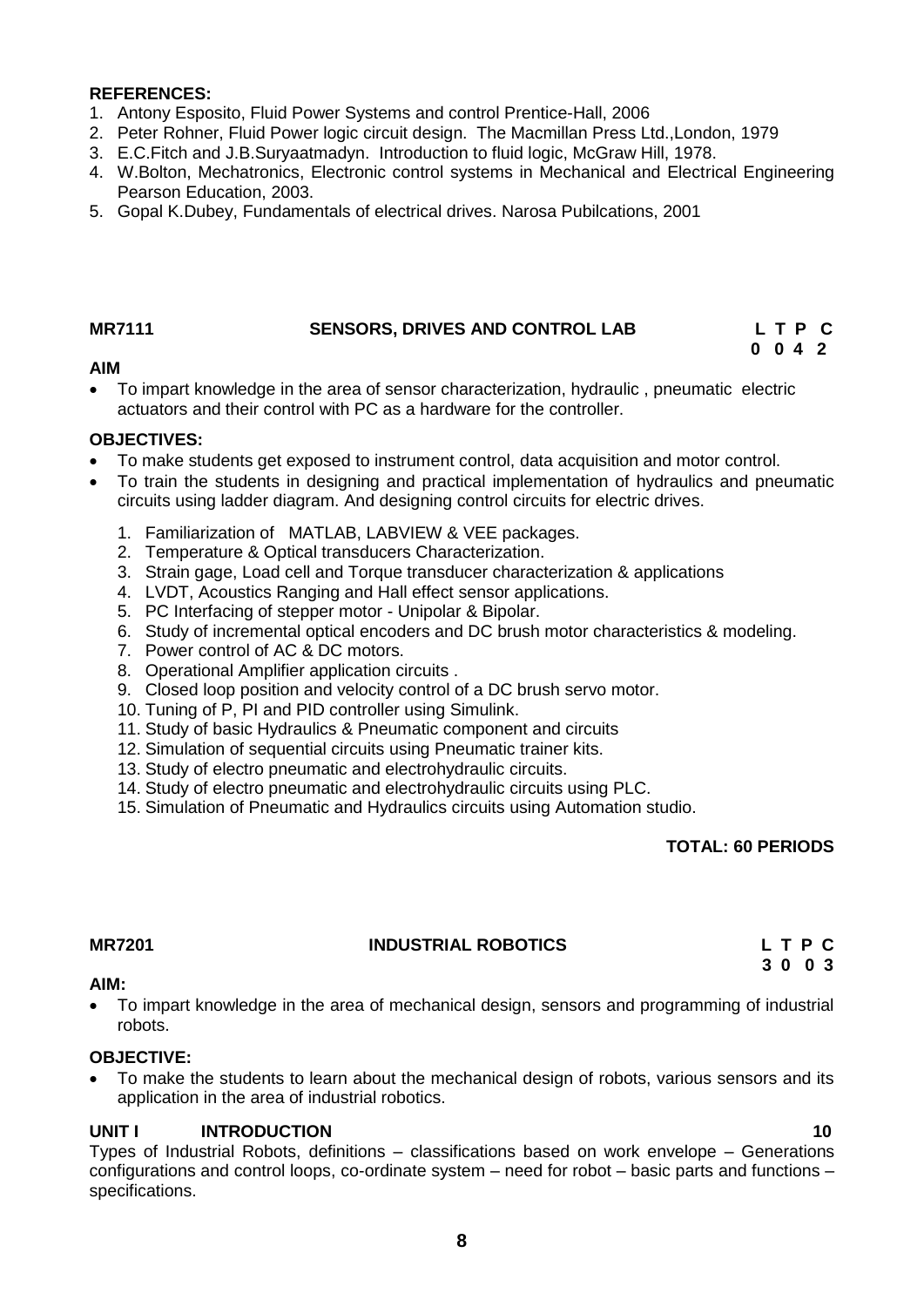**REFERENCES:**

1. Antony Esposito, Fluid Power Systems and control Prentice-Hall, 2006
2. Peter Rohner, Fluid Power logic circuit design. The Macmillan Press Ltd.,London, 1979
3. E.C.Fitch and J.B.Suryaatmadyn. Introduction to fluid logic, McGraw Hill, 1978.
4. W.Bolton, Mechatronics, Electronic control systems in Mechanical and Electrical Engineering Pearson Education, 2003.
5. Gopal K.Dubey, Fundamentals of electrical drives. Narosa Pubilcations, 2001

## MR7111 SENSORS, DRIVES AND CONTROL LAB

| L | T | P | C |
|---|---|---|---|
| 0 | 0 | 4 | 2 |

**AIM**

- To impart knowledge in the area of sensor characterization, hydraulic , pneumatic electric actuators and their control with PC as a hardware for the controller.

**OBJECTIVES:**

- To make students get exposed to instrument control, data acquisition and motor control.
- To train the students in designing and practical implementation of hydraulics and pneumatic circuits using ladder diagram. And designing control circuits for electric drives.

1. Familiarization of MATLAB, LABVIEW & VEE packages.
2. Temperature & Optical transducers Characterization.
3. Strain gage, Load cell and Torque transducer characterization & applications
4. LVDT, Acoustics Ranging and Hall effect sensor applications.
5. PC Interfacing of stepper motor - Unipolar & Bipolar.
6. Study of incremental optical encoders and DC brush motor characteristics & modeling.
7. Power control of AC & DC motors.
8. Operational Amplifier application circuits .
9. Closed loop position and velocity control of a DC brush servo motor.
10. Tuning of P, PI and PID controller using Simulink.
11. Study of basic Hydraulics & Pneumatic component and circuits
12. Simulation of sequential circuits using Pneumatic trainer kits.
13. Study of electro pneumatic and electrohydraulic circuits.
14. Study of electro pneumatic and electrohydraulic circuits using PLC.
15. Simulation of Pneumatic and Hydraulics circuits using Automation studio.

**TOTAL: 60 PERIODS**

## MR7201 INDUSTRIAL ROBOTICS

| L | T | P | C |
|---|---|---|---|
| 3 | 0 | 0 | 3 |

**AIM:**

- To impart knowledge in the area of mechanical design, sensors and programming of industrial robots.

**OBJECTIVE:**

- To make the students to learn about the mechanical design of robots, various sensors and its application in the area of industrial robotics.

**UNIT I INTRODUCTION 10**

Types of Industrial Robots, definitions – classifications based on work envelope – Generations configurations and control loops, co-ordinate system – need for robot – basic parts and functions – specifications.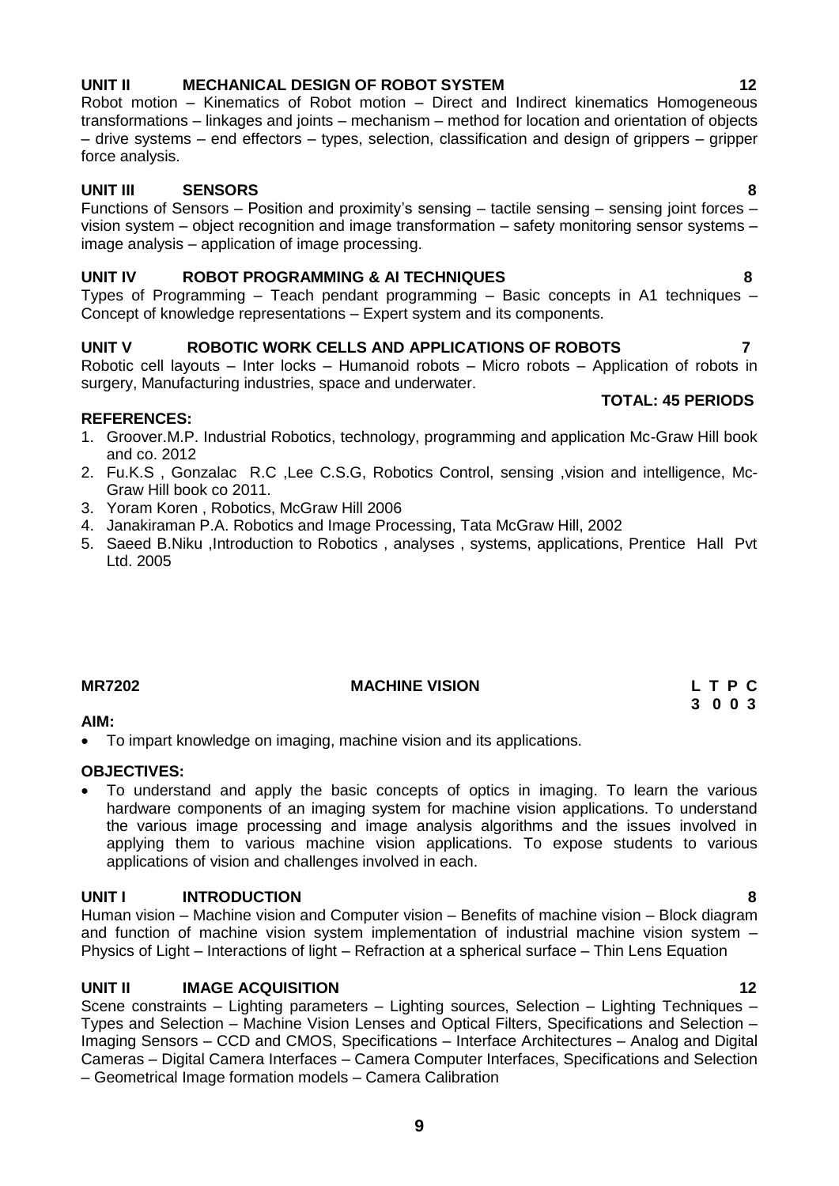**UNIT II MECHANICAL DESIGN OF ROBOT SYSTEM 12**

Robot motion – Kinematics of Robot motion – Direct and Indirect kinematics Homogeneous transformations – linkages and joints – mechanism – method for location and orientation of objects – drive systems – end effectors – types, selection, classification and design of grippers – gripper force analysis.

**UNIT III SENSORS 8**

Functions of Sensors – Position and proximity's sensing – tactile sensing – sensing joint forces – vision system – object recognition and image transformation – safety monitoring sensor systems – image analysis – application of image processing.

**UNIT IV ROBOT PROGRAMMING & AI TECHNIQUES 8**

Types of Programming – Teach pendant programming – Basic concepts in A1 techniques – Concept of knowledge representations – Expert system and its components.

**UNIT V ROBOTIC WORK CELLS AND APPLICATIONS OF ROBOTS 7**

Robotic cell layouts – Inter locks – Humanoid robots – Micro robots – Application of robots in surgery, Manufacturing industries, space and underwater.

**TOTAL: 45 PERIODS**

**REFERENCES:**

1. Groover.M.P. Industrial Robotics, technology, programming and application Mc-Graw Hill book and co. 2012
2. Fu.K.S , Gonzalac R.C ,Lee C.S.G, Robotics Control, sensing ,vision and intelligence, Mc-Graw Hill book co 2011.
3. Yoram Koren , Robotics, McGraw Hill 2006
4. Janakiraman P.A. Robotics and Image Processing, Tata McGraw Hill, 2002
5. Saeed B.Niku ,Introduction to Robotics , analyses , systems, applications, Prentice Hall Pvt Ltd. 2005

**MR7202 MACHINE VISION L T P C**
**3 0 0 3**

**AIM:**

- To impart knowledge on imaging, machine vision and its applications.

**OBJECTIVES:**

- To understand and apply the basic concepts of optics in imaging. To learn the various hardware components of an imaging system for machine vision applications. To understand the various image processing and image analysis algorithms and the issues involved in applying them to various machine vision applications. To expose students to various applications of vision and challenges involved in each.

**UNIT I INTRODUCTION 8**

Human vision – Machine vision and Computer vision – Benefits of machine vision – Block diagram and function of machine vision system implementation of industrial machine vision system – Physics of Light – Interactions of light – Refraction at a spherical surface – Thin Lens Equation

**UNIT II IMAGE ACQUISITION 12**

Scene constraints – Lighting parameters – Lighting sources, Selection – Lighting Techniques – Types and Selection – Machine Vision Lenses and Optical Filters, Specifications and Selection – Imaging Sensors – CCD and CMOS, Specifications – Interface Architectures – Analog and Digital Cameras – Digital Camera Interfaces – Camera Computer Interfaces, Specifications and Selection – Geometrical Image formation models – Camera Calibration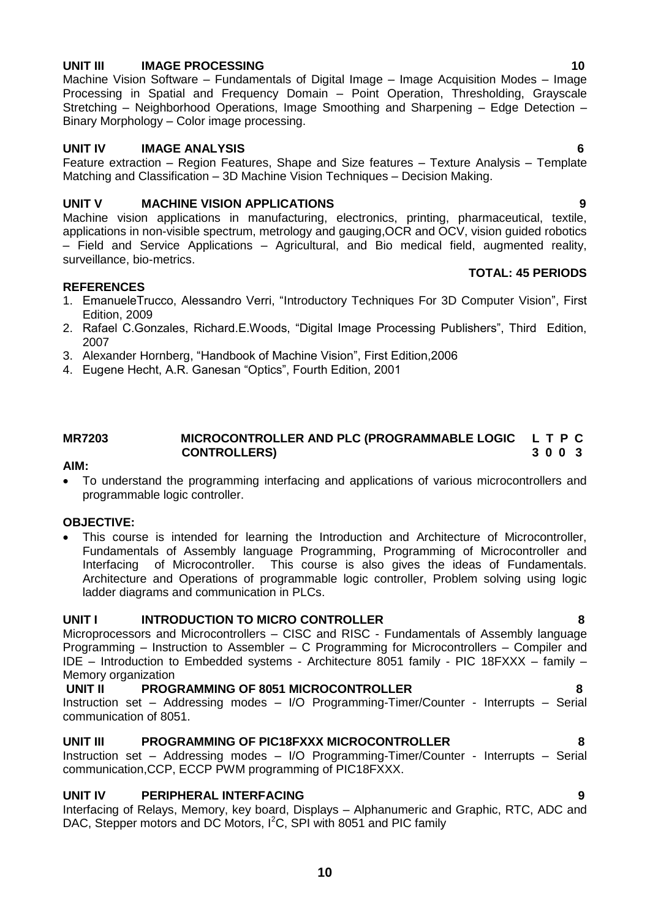**UNIT III IMAGE PROCESSING 10**

Machine Vision Software – Fundamentals of Digital Image – Image Acquisition Modes – Image Processing in Spatial and Frequency Domain – Point Operation, Thresholding, Grayscale Stretching – Neighborhood Operations, Image Smoothing and Sharpening – Edge Detection – Binary Morphology – Color image processing.

**UNIT IV IMAGE ANALYSIS 6**

Feature extraction – Region Features, Shape and Size features – Texture Analysis – Template Matching and Classification – 3D Machine Vision Techniques – Decision Making.

**UNIT V MACHINE VISION APPLICATIONS 9**

Machine vision applications in manufacturing, electronics, printing, pharmaceutical, textile, applications in non-visible spectrum, metrology and gauging,OCR and OCV, vision guided robotics – Field and Service Applications – Agricultural, and Bio medical field, augmented reality, surveillance, bio-metrics.

**TOTAL: 45 PERIODS**

**REFERENCES**

1. EmanueleTrucco, Alessandro Verri, "Introductory Techniques For 3D Computer Vision", First Edition, 2009
2. Rafael C.Gonzales, Richard.E.Woods, "Digital Image Processing Publishers", Third Edition, 2007
3. Alexander Hornberg, "Handbook of Machine Vision", First Edition,2006
4. Eugene Hecht, A.R. Ganesan "Optics", Fourth Edition, 2001

**MR7203 MICROCONTROLLER AND PLC (PROGRAMMABLE LOGIC CONTROLLERS)** **L T P C 3 0 0 3**

**AIM:**

- To understand the programming interfacing and applications of various microcontrollers and programmable logic controller.

**OBJECTIVE:**

- This course is intended for learning the Introduction and Architecture of Microcontroller, Fundamentals of Assembly language Programming, Programming of Microcontroller and Interfacing of Microcontroller. This course is also gives the ideas of Fundamentals. Architecture and Operations of programmable logic controller, Problem solving using logic ladder diagrams and communication in PLCs.

**UNIT I INTRODUCTION TO MICRO CONTROLLER 8**

Microprocessors and Microcontrollers – CISC and RISC - Fundamentals of Assembly language Programming – Instruction to Assembler – C Programming for Microcontrollers – Compiler and IDE – Introduction to Embedded systems - Architecture 8051 family - PIC 18FXXX – family – Memory organization

**UNIT II PROGRAMMING OF 8051 MICROCONTROLLER 8**

Instruction set – Addressing modes – I/O Programming-Timer/Counter - Interrupts – Serial communication of 8051.

**UNIT III PROGRAMMING OF PIC18FXXX MICROCONTROLLER 8**

Instruction set – Addressing modes – I/O Programming-Timer/Counter - Interrupts – Serial communication,CCP, ECCP PWM programming of PIC18FXXX.

**UNIT IV PERIPHERAL INTERFACING 9**

Interfacing of Relays, Memory, key board, Displays – Alphanumeric and Graphic, RTC, ADC and DAC, Stepper motors and DC Motors, $I^2C$, SPI with 8051 and PIC family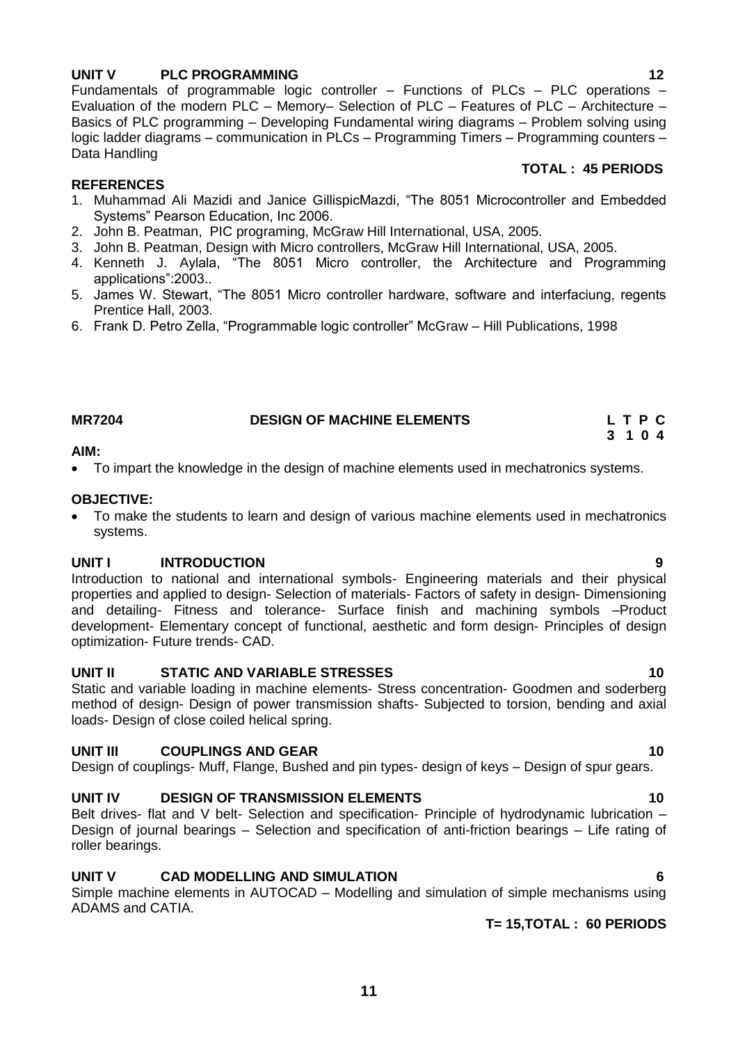## UNIT V PLC PROGRAMMING 12

Fundamentals of programmable logic controller – Functions of PLCs – PLC operations – Evaluation of the modern PLC – Memory– Selection of PLC – Features of PLC – Architecture – Basics of PLC programming – Developing Fundamental wiring diagrams – Problem solving using logic ladder diagrams – communication in PLCs – Programming Timers – Programming counters – Data Handling

**TOTAL : 45 PERIODS**

**REFERENCES**

1. Muhammad Ali Mazidi and Janice GillispicMazdi, "The 8051 Microcontroller and Embedded Systems" Pearson Education, Inc 2006.
2. John B. Peatman, PIC programing, McGraw Hill International, USA, 2005.
3. John B. Peatman, Design with Micro controllers, McGraw Hill International, USA, 2005.
4. Kenneth J. Aylala, "The 8051 Micro controller, the Architecture and Programming applications":2003..
5. James W. Stewart, "The 8051 Micro controller hardware, software and interfaciung, regents Prentice Hall, 2003.
6. Frank D. Petro Zella, "Programmable logic controller" McGraw – Hill Publications, 1998

## MR7204 DESIGN OF MACHINE ELEMENTS

| L | T | P | C |
|---|---|---|---|
| 3 | 1 | 0 | 4 |

**AIM:**

- To impart the knowledge in the design of machine elements used in mechatronics systems.

**OBJECTIVE:**

- To make the students to learn and design of various machine elements used in mechatronics systems.

### UNIT I INTRODUCTION 9

Introduction to national and international symbols- Engineering materials and their physical properties and applied to design- Selection of materials- Factors of safety in design- Dimensioning and detailing- Fitness and tolerance- Surface finish and machining symbols –Product development- Elementary concept of functional, aesthetic and form design- Principles of design optimization- Future trends- CAD.

### UNIT II STATIC AND VARIABLE STRESSES 10

Static and variable loading in machine elements- Stress concentration- Goodmen and soderberg method of design- Design of power transmission shafts- Subjected to torsion, bending and axial loads- Design of close coiled helical spring.

### UNIT III COUPLINGS AND GEAR 10

Design of couplings- Muff, Flange, Bushed and pin types- design of keys – Design of spur gears.

### UNIT IV DESIGN OF TRANSMISSION ELEMENTS 10

Belt drives- flat and V belt- Selection and specification- Principle of hydrodynamic lubrication – Design of journal bearings – Selection and specification of anti-friction bearings – Life rating of roller bearings.

### UNIT V CAD MODELLING AND SIMULATION 6

Simple machine elements in AUTOCAD – Modelling and simulation of simple mechanisms using ADAMS and CATIA.

**T= 15,TOTAL : 60 PERIODS**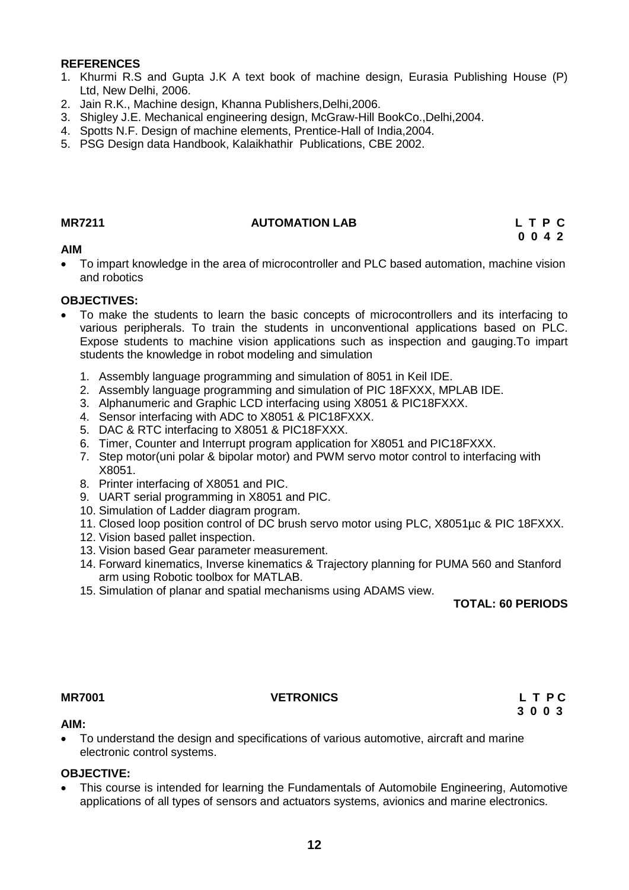**REFERENCES**

1. Khurmi R.S and Gupta J.K A text book of machine design, Eurasia Publishing House (P) Ltd, New Delhi, 2006.
2. Jain R.K., Machine design, Khanna Publishers,Delhi,2006.
3. Shigley J.E. Mechanical engineering design, McGraw-Hill BookCo.,Delhi,2004.
4. Spotts N.F. Design of machine elements, Prentice-Hall of India,2004.
5. PSG Design data Handbook, Kalaikhathir Publications, CBE 2002.

**MR7211 AUTOMATION LAB L T P C**
**0 0 4 2**

**AIM**

- To impart knowledge in the area of microcontroller and PLC based automation, machine vision and robotics

**OBJECTIVES:**

- To make the students to learn the basic concepts of microcontrollers and its interfacing to various peripherals. To train the students in unconventional applications based on PLC. Expose students to machine vision applications such as inspection and gauging.To impart students the knowledge in robot modeling and simulation

1. Assembly language programming and simulation of 8051 in Keil IDE.
2. Assembly language programming and simulation of PIC 18FXXX, MPLAB IDE.
3. Alphanumeric and Graphic LCD interfacing using X8051 & PIC18FXXX.
4. Sensor interfacing with ADC to X8051 & PIC18FXXX.
5. DAC & RTC interfacing to X8051 & PIC18FXXX.
6. Timer, Counter and Interrupt program application for X8051 and PIC18FXXX.
7. Step motor(uni polar & bipolar motor) and PWM servo motor control to interfacing with X8051.
8. Printer interfacing of X8051 and PIC.
9. UART serial programming in X8051 and PIC.
10. Simulation of Ladder diagram program.
11. Closed loop position control of DC brush servo motor using PLC, X8051µc & PIC 18FXXX.
12. Vision based pallet inspection.
13. Vision based Gear parameter measurement.
14. Forward kinematics, Inverse kinematics & Trajectory planning for PUMA 560 and Stanford arm using Robotic toolbox for MATLAB.
15. Simulation of planar and spatial mechanisms using ADAMS view.

**TOTAL: 60 PERIODS**

**MR7001 VETRONICS L T P C**
**3 0 0 3**

**AIM:**

- To understand the design and specifications of various automotive, aircraft and marine electronic control systems.

**OBJECTIVE:**

- This course is intended for learning the Fundamentals of Automobile Engineering, Automotive applications of all types of sensors and actuators systems, avionics and marine electronics.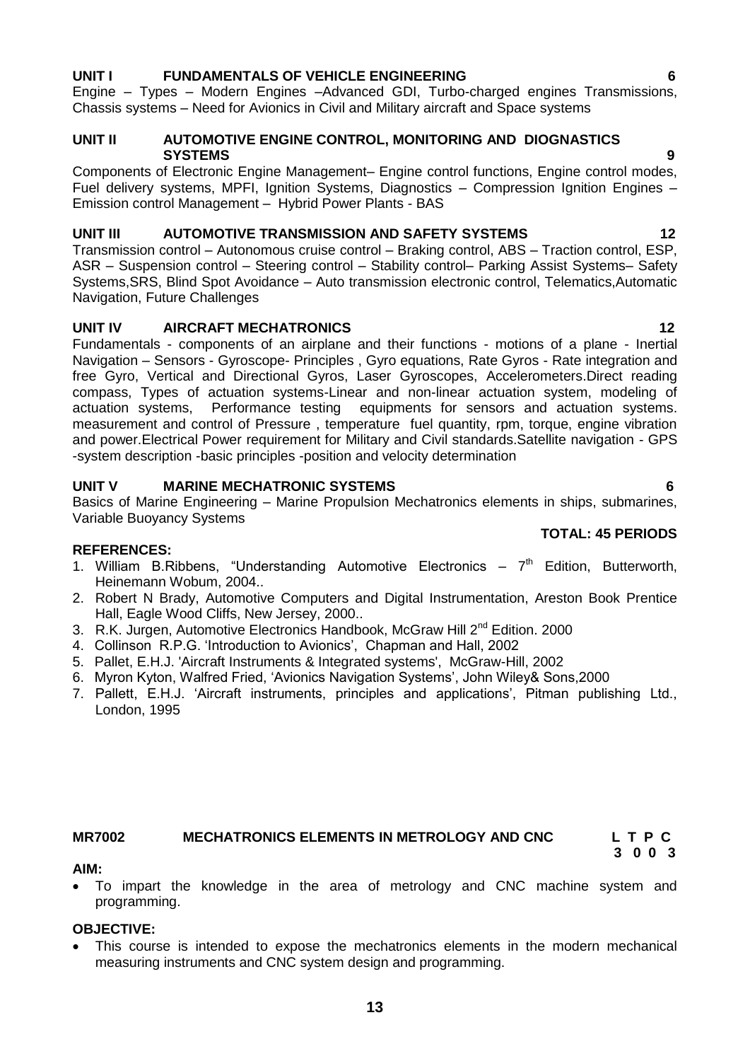**UNIT I FUNDAMENTALS OF VEHICLE ENGINEERING 6**

Engine – Types – Modern Engines –Advanced GDI, Turbo-charged engines Transmissions, Chassis systems – Need for Avionics in Civil and Military aircraft and Space systems

**UNIT II AUTOMOTIVE ENGINE CONTROL, MONITORING AND DIOGNASTICS SYSTEMS 9**

Components of Electronic Engine Management– Engine control functions, Engine control modes, Fuel delivery systems, MPFI, Ignition Systems, Diagnostics – Compression Ignition Engines – Emission control Management – Hybrid Power Plants - BAS

**UNIT III AUTOMOTIVE TRANSMISSION AND SAFETY SYSTEMS 12**

Transmission control – Autonomous cruise control – Braking control, ABS – Traction control, ESP, ASR – Suspension control – Steering control – Stability control– Parking Assist Systems– Safety Systems,SRS, Blind Spot Avoidance – Auto transmission electronic control, Telematics,Automatic Navigation, Future Challenges

**UNIT IV AIRCRAFT MECHATRONICS 12**

Fundamentals - components of an airplane and their functions - motions of a plane - Inertial Navigation – Sensors - Gyroscope- Principles , Gyro equations, Rate Gyros - Rate integration and free Gyro, Vertical and Directional Gyros, Laser Gyroscopes, Accelerometers.Direct reading compass, Types of actuation systems-Linear and non-linear actuation system, modeling of actuation systems, Performance testing equipments for sensors and actuation systems. measurement and control of Pressure , temperature fuel quantity, rpm, torque, engine vibration and power.Electrical Power requirement for Military and Civil standards.Satellite navigation - GPS -system description -basic principles -position and velocity determination

**UNIT V MARINE MECHATRONIC SYSTEMS 6**

Basics of Marine Engineering – Marine Propulsion Mechatronics elements in ships, submarines, Variable Buoyancy Systems

**TOTAL: 45 PERIODS**

**REFERENCES:**

1. William B.Ribbens, "Understanding Automotive Electronics – 7th Edition, Butterworth, Heinemann Wobum, 2004..
2. Robert N Brady, Automotive Computers and Digital Instrumentation, Areston Book Prentice Hall, Eagle Wood Cliffs, New Jersey, 2000..
3. R.K. Jurgen, Automotive Electronics Handbook, McGraw Hill 2nd Edition. 2000
4. Collinson R.P.G. 'Introduction to Avionics', Chapman and Hall, 2002
5. Pallet, E.H.J. 'Aircraft Instruments & Integrated systems', McGraw-Hill, 2002
6. Myron Kyton, Walfred Fried, 'Avionics Navigation Systems', John Wiley& Sons,2000
7. Pallett, E.H.J. 'Aircraft instruments, principles and applications', Pitman publishing Ltd., London, 1995

**MR7002 MECHATRONICS ELEMENTS IN METROLOGY AND CNC L T P C**
**3 0 0 3**

**AIM:**

- To impart the knowledge in the area of metrology and CNC machine system and programming.

**OBJECTIVE:**

- This course is intended to expose the mechatronics elements in the modern mechanical measuring instruments and CNC system design and programming.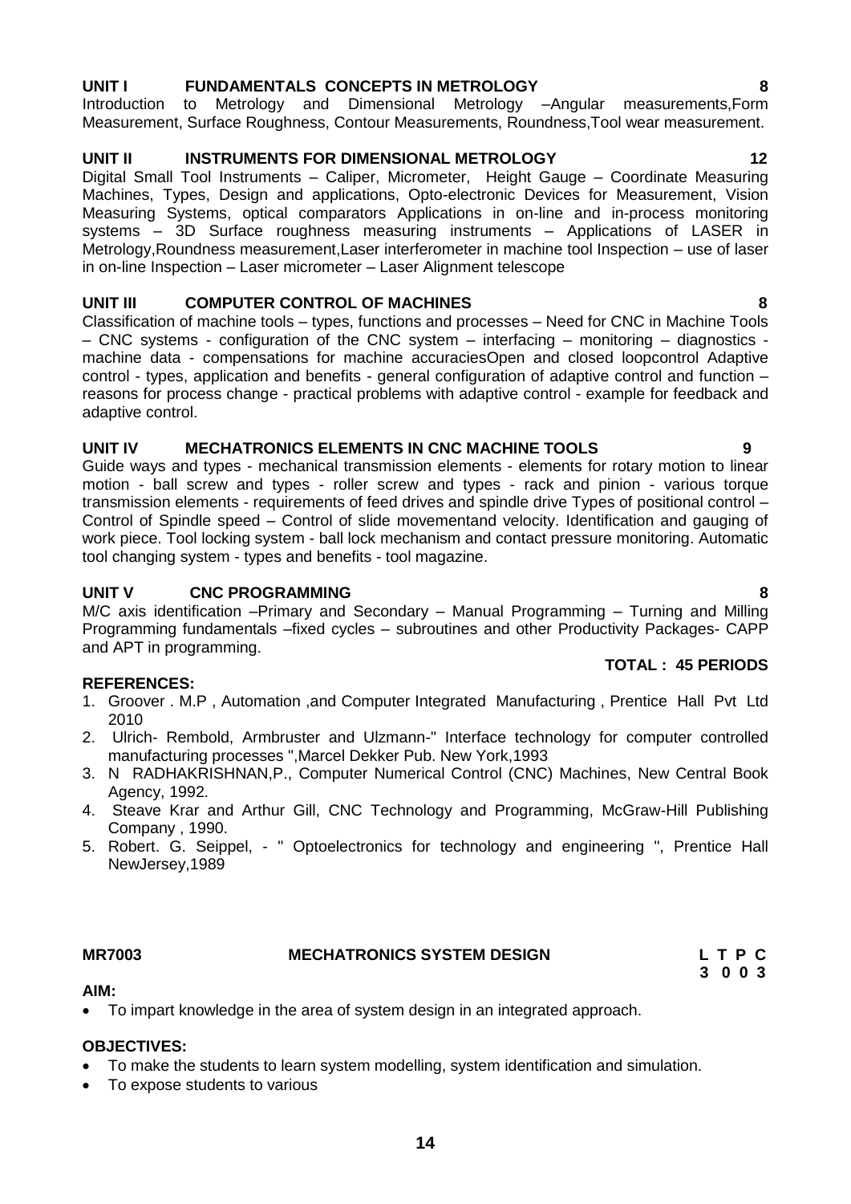**UNIT I FUNDAMENTALS CONCEPTS IN METROLOGY 8**

Introduction to Metrology and Dimensional Metrology –Angular measurements,Form Measurement, Surface Roughness, Contour Measurements, Roundness,Tool wear measurement.

**UNIT II INSTRUMENTS FOR DIMENSIONAL METROLOGY 12**

Digital Small Tool Instruments – Caliper, Micrometer, Height Gauge – Coordinate Measuring Machines, Types, Design and applications, Opto-electronic Devices for Measurement, Vision Measuring Systems, optical comparators Applications in on-line and in-process monitoring systems – 3D Surface roughness measuring instruments – Applications of LASER in Metrology,Roundness measurement,Laser interferometer in machine tool Inspection – use of laser in on-line Inspection – Laser micrometer – Laser Alignment telescope

**UNIT III COMPUTER CONTROL OF MACHINES 8**

Classification of machine tools – types, functions and processes – Need for CNC in Machine Tools – CNC systems - configuration of the CNC system – interfacing – monitoring – diagnostics - machine data - compensations for machine accuraciesOpen and closed loopcontrol Adaptive control - types, application and benefits - general configuration of adaptive control and function – reasons for process change - practical problems with adaptive control - example for feedback and adaptive control.

**UNIT IV MECHATRONICS ELEMENTS IN CNC MACHINE TOOLS 9**

Guide ways and types - mechanical transmission elements - elements for rotary motion to linear motion - ball screw and types - roller screw and types - rack and pinion - various torque transmission elements - requirements of feed drives and spindle drive Types of positional control – Control of Spindle speed – Control of slide movementand velocity. Identification and gauging of work piece. Tool locking system - ball lock mechanism and contact pressure monitoring. Automatic tool changing system - types and benefits - tool magazine.

**UNIT V CNC PROGRAMMING 8**

M/C axis identification –Primary and Secondary – Manual Programming – Turning and Milling Programming fundamentals –fixed cycles – subroutines and other Productivity Packages- CAPP and APT in programming.

**TOTAL : 45 PERIODS**

**REFERENCES:**

1. Groover . M.P , Automation ,and Computer Integrated Manufacturing , Prentice Hall Pvt Ltd 2010
2. Ulrich- Rembold, Armbruster and Ulzmann-" Interface technology for computer controlled manufacturing processes ",Marcel Dekker Pub. New York,1993
3. N RADHAKRISHNAN,P., Computer Numerical Control (CNC) Machines, New Central Book Agency, 1992.
4. Steave Krar and Arthur Gill, CNC Technology and Programming, McGraw-Hill Publishing Company , 1990.
5. Robert. G. Seippel, - " Optoelectronics for technology and engineering ", Prentice Hall NewJersey,1989

**MR7003 MECHATRONICS SYSTEM DESIGN L T P C**
**3 0 0 3**

**AIM:**

- To impart knowledge in the area of system design in an integrated approach.

**OBJECTIVES:**

- To make the students to learn system modelling, system identification and simulation.
- To expose students to various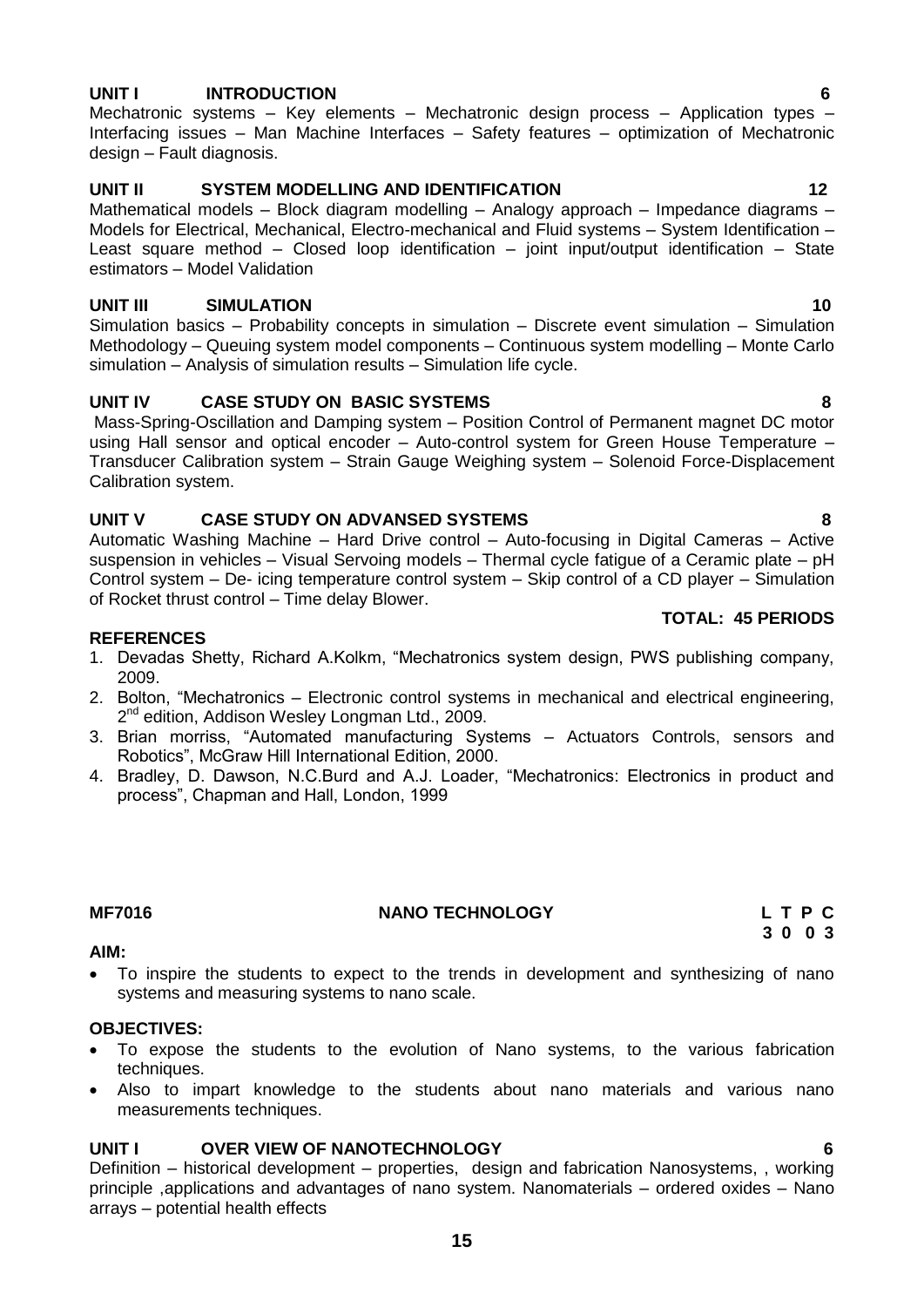**UNIT I INTRODUCTION 6**

Mechatronic systems – Key elements – Mechatronic design process – Application types – Interfacing issues – Man Machine Interfaces – Safety features – optimization of Mechatronic design – Fault diagnosis.

**UNIT II SYSTEM MODELLING AND IDENTIFICATION 12**

Mathematical models – Block diagram modelling – Analogy approach – Impedance diagrams – Models for Electrical, Mechanical, Electro-mechanical and Fluid systems – System Identification – Least square method – Closed loop identification – joint input/output identification – State estimators – Model Validation

**UNIT III SIMULATION 10**

Simulation basics – Probability concepts in simulation – Discrete event simulation – Simulation Methodology – Queuing system model components – Continuous system modelling – Monte Carlo simulation – Analysis of simulation results – Simulation life cycle.

**UNIT IV CASE STUDY ON BASIC SYSTEMS 8**

Mass-Spring-Oscillation and Damping system – Position Control of Permanent magnet DC motor using Hall sensor and optical encoder – Auto-control system for Green House Temperature – Transducer Calibration system – Strain Gauge Weighing system – Solenoid Force-Displacement Calibration system.

**UNIT V CASE STUDY ON ADVANSED SYSTEMS 8**

Automatic Washing Machine – Hard Drive control – Auto-focusing in Digital Cameras – Active suspension in vehicles – Visual Servoing models – Thermal cycle fatigue of a Ceramic plate – pH Control system – De- icing temperature control system – Skip control of a CD player – Simulation of Rocket thrust control – Time delay Blower.

**TOTAL: 45 PERIODS**

**REFERENCES**

1. Devadas Shetty, Richard A.Kolkm, "Mechatronics system design, PWS publishing company, 2009.
2. Bolton, "Mechatronics – Electronic control systems in mechanical and electrical engineering, 2nd edition, Addison Wesley Longman Ltd., 2009.
3. Brian morriss, "Automated manufacturing Systems – Actuators Controls, sensors and Robotics", McGraw Hill International Edition, 2000.
4. Bradley, D. Dawson, N.C.Burd and A.J. Loader, "Mechatronics: Electronics in product and process", Chapman and Hall, London, 1999

## MF7016 NANO TECHNOLOGY

| L | T | P | C |
|---|---|---|---|
| 3 | 0 | 0 | 3 |

**AIM:**

- To inspire the students to expect to the trends in development and synthesizing of nano systems and measuring systems to nano scale.

**OBJECTIVES:**

- To expose the students to the evolution of Nano systems, to the various fabrication techniques.
- Also to impart knowledge to the students about nano materials and various nano measurements techniques.

**UNIT I OVER VIEW OF NANOTECHNOLOGY 6**

Definition – historical development – properties, design and fabrication Nanosystems, , working principle ,applications and advantages of nano system. Nanomaterials – ordered oxides – Nano arrays – potential health effects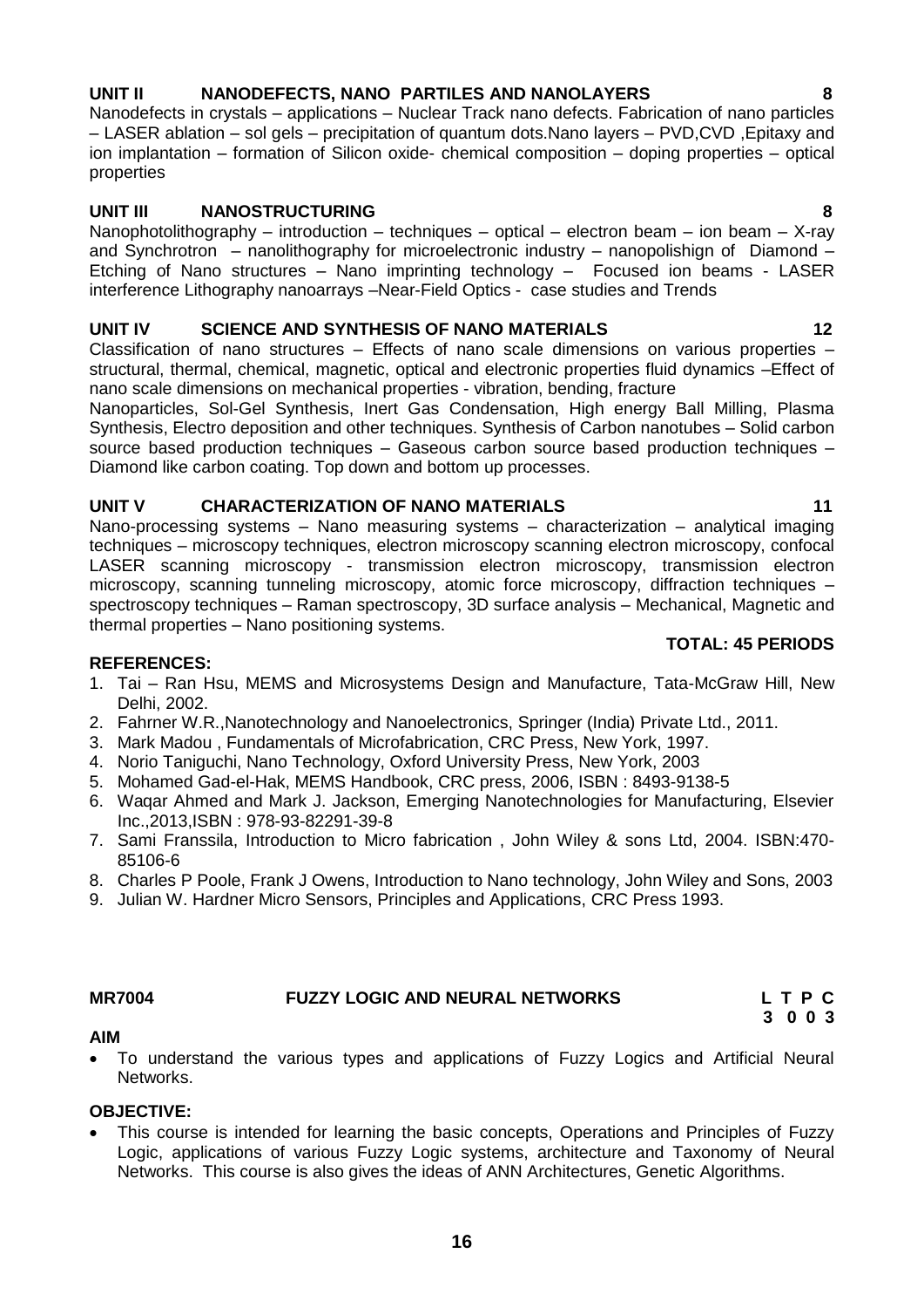**UNIT II NANODEFECTS, NANO PARTILES AND NANOLAYERS 8**

Nanodefects in crystals – applications – Nuclear Track nano defects. Fabrication of nano particles – LASER ablation – sol gels – precipitation of quantum dots.Nano layers – PVD,CVD ,Epitaxy and ion implantation – formation of Silicon oxide- chemical composition – doping properties – optical properties

**UNIT III NANOSTRUCTURING 8**

Nanophotolithography – introduction – techniques – optical – electron beam – ion beam – X-ray and Synchrotron – nanolithography for microelectronic industry – nanopolishign of Diamond – Etching of Nano structures – Nano imprinting technology – Focused ion beams - LASER interference Lithography nanoarrays –Near-Field Optics - case studies and Trends

**UNIT IV SCIENCE AND SYNTHESIS OF NANO MATERIALS 12**

Classification of nano structures – Effects of nano scale dimensions on various properties – structural, thermal, chemical, magnetic, optical and electronic properties fluid dynamics –Effect of nano scale dimensions on mechanical properties - vibration, bending, fracture

Nanoparticles, Sol-Gel Synthesis, Inert Gas Condensation, High energy Ball Milling, Plasma Synthesis, Electro deposition and other techniques. Synthesis of Carbon nanotubes – Solid carbon source based production techniques – Gaseous carbon source based production techniques – Diamond like carbon coating. Top down and bottom up processes.

**UNIT V CHARACTERIZATION OF NANO MATERIALS 11**

Nano-processing systems – Nano measuring systems – characterization – analytical imaging techniques – microscopy techniques, electron microscopy scanning electron microscopy, confocal LASER scanning microscopy - transmission electron microscopy, transmission electron microscopy, scanning tunneling microscopy, atomic force microscopy, diffraction techniques – spectroscopy techniques – Raman spectroscopy, 3D surface analysis – Mechanical, Magnetic and thermal properties – Nano positioning systems.

**TOTAL: 45 PERIODS**

**REFERENCES:**

1. Tai – Ran Hsu, MEMS and Microsystems Design and Manufacture, Tata-McGraw Hill, New Delhi, 2002.
2. Fahrner W.R.,Nanotechnology and Nanoelectronics, Springer (India) Private Ltd., 2011.
3. Mark Madou , Fundamentals of Microfabrication, CRC Press, New York, 1997.
4. Norio Taniguchi, Nano Technology, Oxford University Press, New York, 2003
5. Mohamed Gad-el-Hak, MEMS Handbook, CRC press, 2006, ISBN : 8493-9138-5
6. Waqar Ahmed and Mark J. Jackson, Emerging Nanotechnologies for Manufacturing, Elsevier Inc.,2013,ISBN : 978-93-82291-39-8
7. Sami Franssila, Introduction to Micro fabrication , John Wiley & sons Ltd, 2004. ISBN:470-85106-6
8. Charles P Poole, Frank J Owens, Introduction to Nano technology, John Wiley and Sons, 2003
9. Julian W. Hardner Micro Sensors, Principles and Applications, CRC Press 1993.

**MR7004 FUZZY LOGIC AND NEURAL NETWORKS L T P C**
**3 0 0 3**

**AIM**

- To understand the various types and applications of Fuzzy Logics and Artificial Neural Networks.

**OBJECTIVE:**

- This course is intended for learning the basic concepts, Operations and Principles of Fuzzy Logic, applications of various Fuzzy Logic systems, architecture and Taxonomy of Neural Networks. This course is also gives the ideas of ANN Architectures, Genetic Algorithms.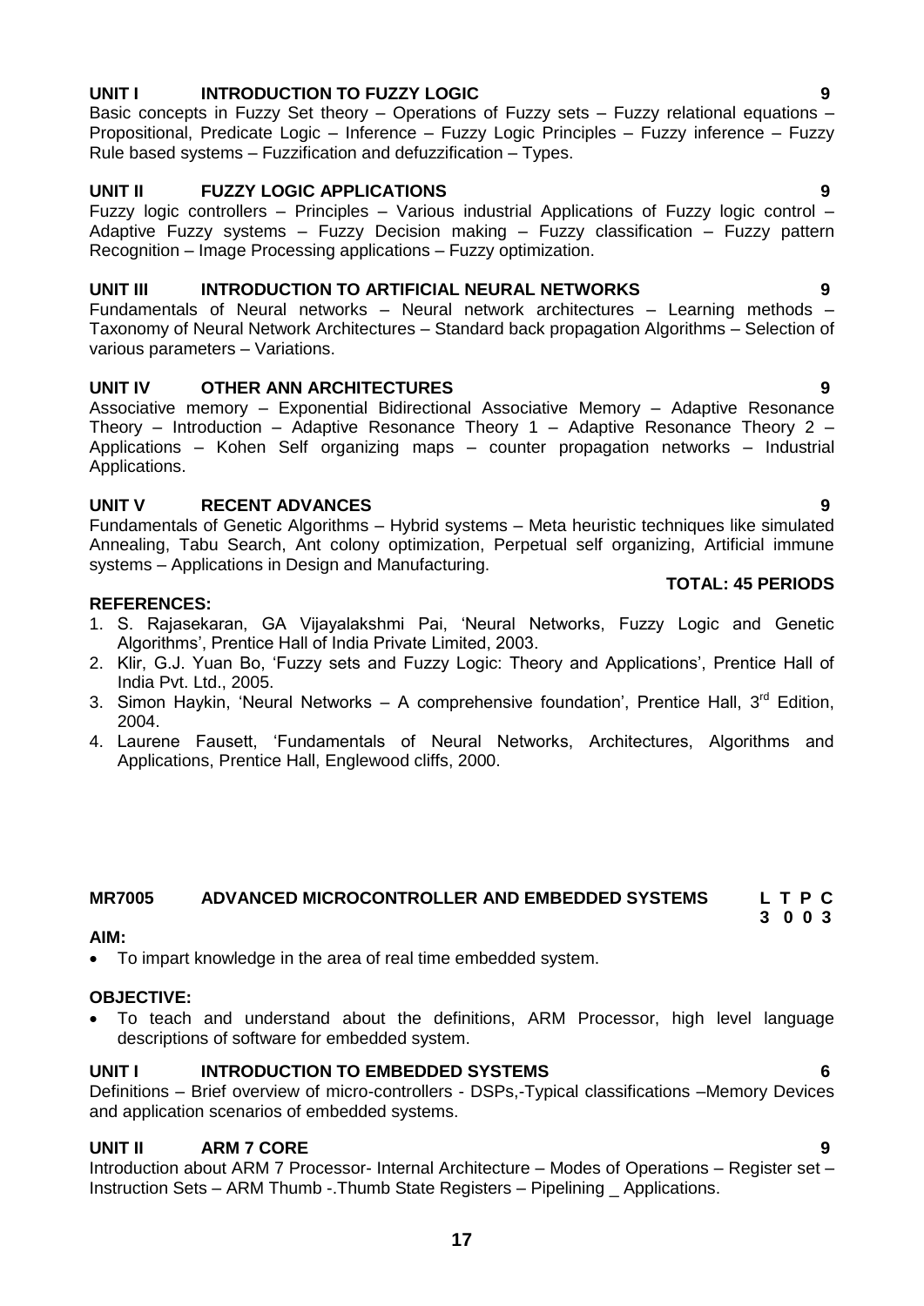**UNIT I INTRODUCTION TO FUZZY LOGIC 9**

Basic concepts in Fuzzy Set theory – Operations of Fuzzy sets – Fuzzy relational equations – Propositional, Predicate Logic – Inference – Fuzzy Logic Principles – Fuzzy inference – Fuzzy Rule based systems – Fuzzification and defuzzification – Types.

**UNIT II FUZZY LOGIC APPLICATIONS 9**

Fuzzy logic controllers – Principles – Various industrial Applications of Fuzzy logic control – Adaptive Fuzzy systems – Fuzzy Decision making – Fuzzy classification – Fuzzy pattern Recognition – Image Processing applications – Fuzzy optimization.

**UNIT III INTRODUCTION TO ARTIFICIAL NEURAL NETWORKS 9**

Fundamentals of Neural networks – Neural network architectures – Learning methods – Taxonomy of Neural Network Architectures – Standard back propagation Algorithms – Selection of various parameters – Variations.

**UNIT IV OTHER ANN ARCHITECTURES 9**

Associative memory – Exponential Bidirectional Associative Memory – Adaptive Resonance Theory – Introduction – Adaptive Resonance Theory 1 – Adaptive Resonance Theory 2 – Applications – Kohen Self organizing maps – counter propagation networks – Industrial Applications.

**UNIT V RECENT ADVANCES 9**

Fundamentals of Genetic Algorithms – Hybrid systems – Meta heuristic techniques like simulated Annealing, Tabu Search, Ant colony optimization, Perpetual self organizing, Artificial immune systems – Applications in Design and Manufacturing.

**TOTAL: 45 PERIODS**

**REFERENCES:**

1. S. Rajasekaran, GA Vijayalakshmi Pai, 'Neural Networks, Fuzzy Logic and Genetic Algorithms', Prentice Hall of India Private Limited, 2003.
2. Klir, G.J. Yuan Bo, 'Fuzzy sets and Fuzzy Logic: Theory and Applications', Prentice Hall of India Pvt. Ltd., 2005.
3. Simon Haykin, 'Neural Networks – A comprehensive foundation', Prentice Hall, 3rd Edition, 2004.
4. Laurene Fausett, 'Fundamentals of Neural Networks, Architectures, Algorithms and Applications, Prentice Hall, Englewood cliffs, 2000.

## MR7005 ADVANCED MICROCONTROLLER AND EMBEDDED SYSTEMS

| L | T | P | C |
|---|---|---|---|
| 3 | 0 | 0 | 3 |

**AIM:**

- To impart knowledge in the area of real time embedded system.

**OBJECTIVE:**

- To teach and understand about the definitions, ARM Processor, high level language descriptions of software for embedded system.

**UNIT I INTRODUCTION TO EMBEDDED SYSTEMS 6**

Definitions – Brief overview of micro-controllers - DSPs,-Typical classifications –Memory Devices and application scenarios of embedded systems.

**UNIT II ARM 7 CORE 9**

Introduction about ARM 7 Processor- Internal Architecture – Modes of Operations – Register set – Instruction Sets – ARM Thumb -.Thumb State Registers – Pipelining _ Applications.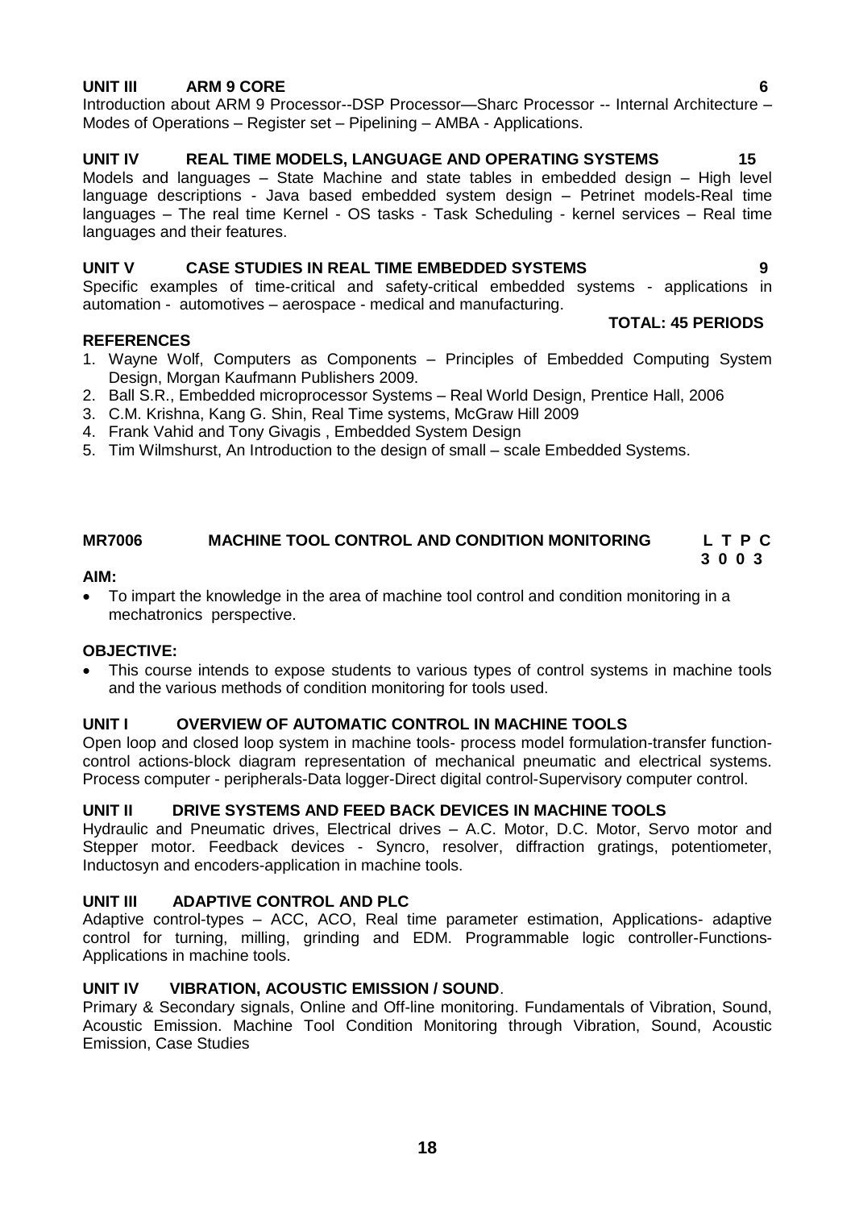**UNIT III ARM 9 CORE 6**

Introduction about ARM 9 Processor--DSP Processor—Sharc Processor -- Internal Architecture – Modes of Operations – Register set – Pipelining – AMBA - Applications.

**UNIT IV REAL TIME MODELS, LANGUAGE AND OPERATING SYSTEMS 15**

Models and languages – State Machine and state tables in embedded design – High level language descriptions - Java based embedded system design – Petrinet models-Real time languages – The real time Kernel - OS tasks - Task Scheduling - kernel services – Real time languages and their features.

**UNIT V CASE STUDIES IN REAL TIME EMBEDDED SYSTEMS 9**

Specific examples of time-critical and safety-critical embedded systems - applications in automation - automotives – aerospace - medical and manufacturing.

**TOTAL: 45 PERIODS**

**REFERENCES**

1. Wayne Wolf, Computers as Components – Principles of Embedded Computing System Design, Morgan Kaufmann Publishers 2009.
2. Ball S.R., Embedded microprocessor Systems – Real World Design, Prentice Hall, 2006
3. C.M. Krishna, Kang G. Shin, Real Time systems, McGraw Hill 2009
4. Frank Vahid and Tony Givagis , Embedded System Design
5. Tim Wilmshurst, An Introduction to the design of small – scale Embedded Systems.

## MR7006 MACHINE TOOL CONTROL AND CONDITION MONITORING

**L T P C**
**3 0 0 3**

**AIM:**

- To impart the knowledge in the area of machine tool control and condition monitoring in a mechatronics perspective.

**OBJECTIVE:**

- This course intends to expose students to various types of control systems in machine tools and the various methods of condition monitoring for tools used.

**UNIT I OVERVIEW OF AUTOMATIC CONTROL IN MACHINE TOOLS**

Open loop and closed loop system in machine tools- process model formulation-transfer function-control actions-block diagram representation of mechanical pneumatic and electrical systems. Process computer - peripherals-Data logger-Direct digital control-Supervisory computer control.

**UNIT II DRIVE SYSTEMS AND FEED BACK DEVICES IN MACHINE TOOLS**

Hydraulic and Pneumatic drives, Electrical drives – A.C. Motor, D.C. Motor, Servo motor and Stepper motor. Feedback devices - Syncro, resolver, diffraction gratings, potentiometer, Inductosyn and encoders-application in machine tools.

**UNIT III ADAPTIVE CONTROL AND PLC**

Adaptive control-types – ACC, ACO, Real time parameter estimation, Applications- adaptive control for turning, milling, grinding and EDM. Programmable logic controller-Functions-Applications in machine tools.

**UNIT IV VIBRATION, ACOUSTIC EMISSION / SOUND**.

Primary & Secondary signals, Online and Off-line monitoring. Fundamentals of Vibration, Sound, Acoustic Emission. Machine Tool Condition Monitoring through Vibration, Sound, Acoustic Emission, Case Studies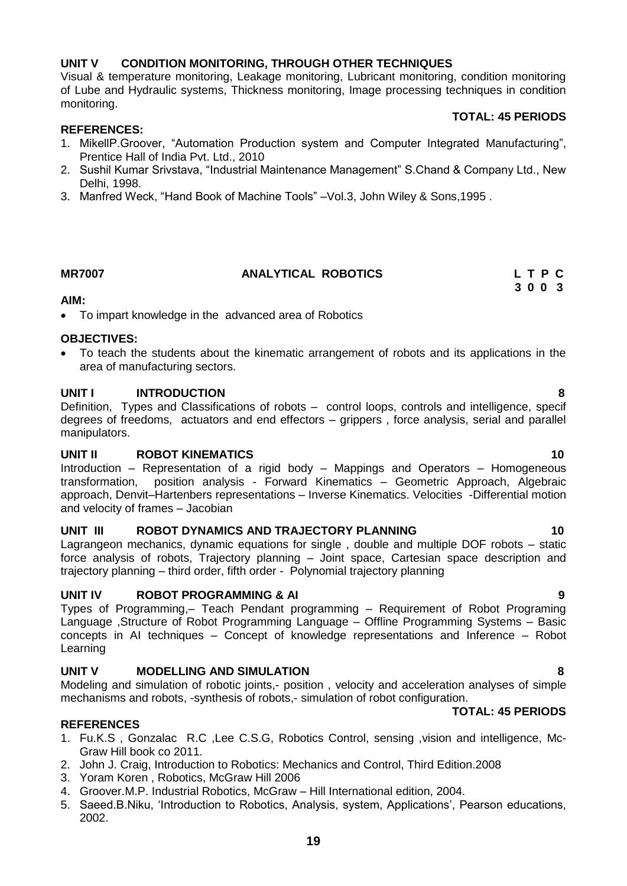### UNIT V CONDITION MONITORING, THROUGH OTHER TECHNIQUES

Visual & temperature monitoring, Leakage monitoring, Lubricant monitoring, condition monitoring of Lube and Hydraulic systems, Thickness monitoring, Image processing techniques in condition monitoring.

**TOTAL: 45 PERIODS**

**REFERENCES:**

1. MikellP.Groover, "Automation Production system and Computer Integrated Manufacturing", Prentice Hall of India Pvt. Ltd., 2010
2. Sushil Kumar Srivstava, "Industrial Maintenance Management" S.Chand & Company Ltd., New Delhi, 1998.
3. Manfred Weck, "Hand Book of Machine Tools" –Vol.3, John Wiley & Sons,1995 .

## MR7007 ANALYTICAL ROBOTICS

| L | T | P | C |
|---|---|---|---|
| 3 | 0 | 0 | 3 |

**AIM:**

- To impart knowledge in the advanced area of Robotics

**OBJECTIVES:**

- To teach the students about the kinematic arrangement of robots and its applications in the area of manufacturing sectors.

### UNIT I INTRODUCTION 8

Definition, Types and Classifications of robots – control loops, controls and intelligence, specif degrees of freedoms, actuators and end effectors – grippers , force analysis, serial and parallel manipulators.

### UNIT II ROBOT KINEMATICS 10

Introduction – Representation of a rigid body – Mappings and Operators – Homogeneous transformation, position analysis - Forward Kinematics – Geometric Approach, Algebraic approach, Denvit–Hartenbers representations – Inverse Kinematics. Velocities -Differential motion and velocity of frames – Jacobian

### UNIT III ROBOT DYNAMICS AND TRAJECTORY PLANNING 10

Lagrangeon mechanics, dynamic equations for single , double and multiple DOF robots – static force analysis of robots, Trajectory planning – Joint space, Cartesian space description and trajectory planning – third order, fifth order - Polynomial trajectory planning

### UNIT IV ROBOT PROGRAMMING & AI 9

Types of Programming,– Teach Pendant programming – Requirement of Robot Programing Language ,Structure of Robot Programming Language – Offline Programming Systems – Basic concepts in AI techniques – Concept of knowledge representations and Inference – Robot Learning

### UNIT V MODELLING AND SIMULATION 8

Modeling and simulation of robotic joints,- position , velocity and acceleration analyses of simple mechanisms and robots, -synthesis of robots,- simulation of robot configuration.

**TOTAL: 45 PERIODS**

**REFERENCES**

1. Fu.K.S , Gonzalac R.C ,Lee C.S.G, Robotics Control, sensing ,vision and intelligence, Mc-Graw Hill book co 2011.
2. John J. Craig, Introduction to Robotics: Mechanics and Control, Third Edition.2008
3. Yoram Koren , Robotics, McGraw Hill 2006
4. Groover.M.P. Industrial Robotics, McGraw – Hill International edition, 2004.
5. Saeed.B.Niku, 'Introduction to Robotics, Analysis, system, Applications', Pearson educations, 2002.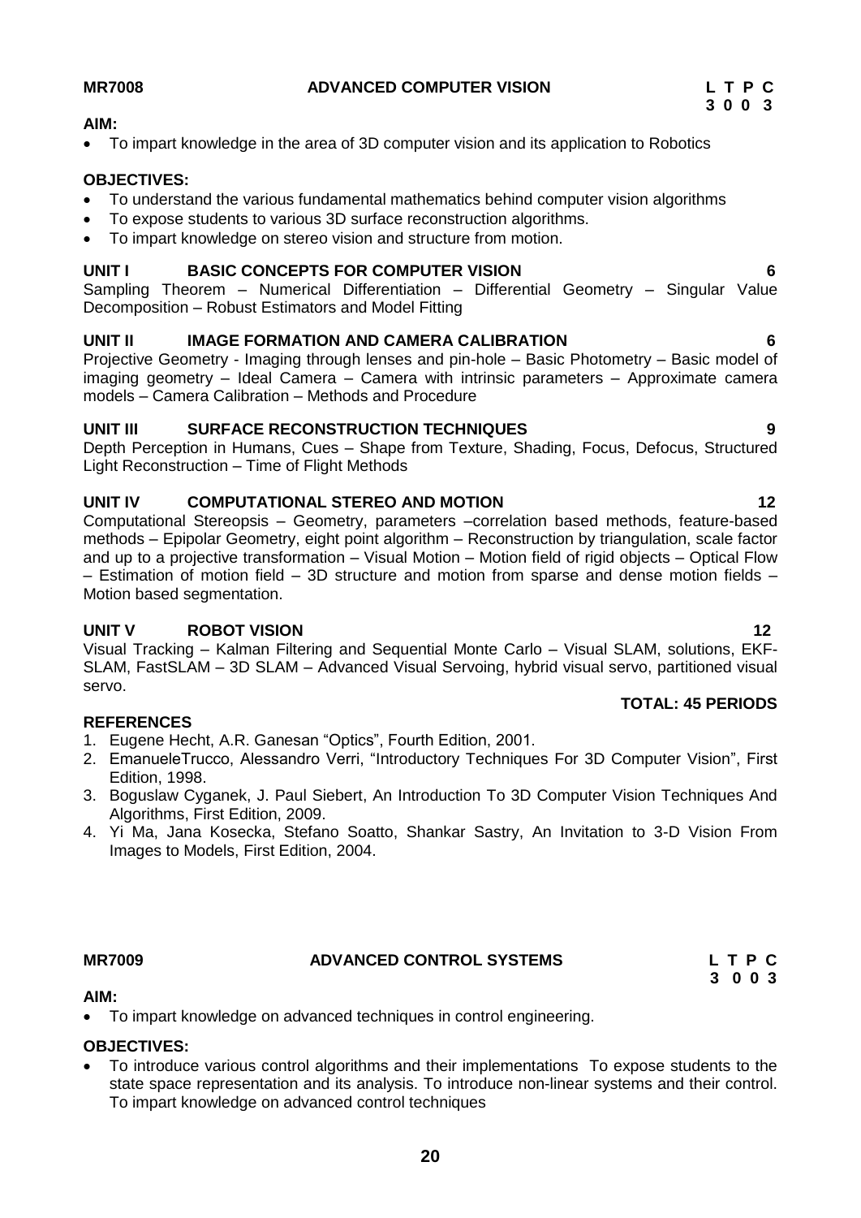**MR7008 ADVANCED COMPUTER VISION** **L T P C**
**3 0 0 3**

**AIM:**

- To impart knowledge in the area of 3D computer vision and its application to Robotics

**OBJECTIVES:**

- To understand the various fundamental mathematics behind computer vision algorithms
- To expose students to various 3D surface reconstruction algorithms.
- To impart knowledge on stereo vision and structure from motion.

**UNIT I BASIC CONCEPTS FOR COMPUTER VISION 6**

Sampling Theorem – Numerical Differentiation – Differential Geometry – Singular Value Decomposition – Robust Estimators and Model Fitting

**UNIT II IMAGE FORMATION AND CAMERA CALIBRATION 6**

Projective Geometry - Imaging through lenses and pin-hole – Basic Photometry – Basic model of imaging geometry – Ideal Camera – Camera with intrinsic parameters – Approximate camera models – Camera Calibration – Methods and Procedure

**UNIT III SURFACE RECONSTRUCTION TECHNIQUES 9**

Depth Perception in Humans, Cues – Shape from Texture, Shading, Focus, Defocus, Structured Light Reconstruction – Time of Flight Methods

**UNIT IV COMPUTATIONAL STEREO AND MOTION 12**

Computational Stereopsis – Geometry, parameters –correlation based methods, feature-based methods – Epipolar Geometry, eight point algorithm – Reconstruction by triangulation, scale factor and up to a projective transformation – Visual Motion – Motion field of rigid objects – Optical Flow – Estimation of motion field – 3D structure and motion from sparse and dense motion fields – Motion based segmentation.

**UNIT V ROBOT VISION 12**

Visual Tracking – Kalman Filtering and Sequential Monte Carlo – Visual SLAM, solutions, EKF-SLAM, FastSLAM – 3D SLAM – Advanced Visual Servoing, hybrid visual servo, partitioned visual servo.

**TOTAL: 45 PERIODS**

**REFERENCES**

1. Eugene Hecht, A.R. Ganesan "Optics", Fourth Edition, 2001.
2. EmanueleTrucco, Alessandro Verri, "Introductory Techniques For 3D Computer Vision", First Edition, 1998.
3. Boguslaw Cyganek, J. Paul Siebert, An Introduction To 3D Computer Vision Techniques And Algorithms, First Edition, 2009.
4. Yi Ma, Jana Kosecka, Stefano Soatto, Shankar Sastry, An Invitation to 3-D Vision From Images to Models, First Edition, 2004.

**MR7009 ADVANCED CONTROL SYSTEMS** **L T P C**
**3 0 0 3**

**AIM:**

- To impart knowledge on advanced techniques in control engineering.

**OBJECTIVES:**

- To introduce various control algorithms and their implementations To expose students to the state space representation and its analysis. To introduce non-linear systems and their control. To impart knowledge on advanced control techniques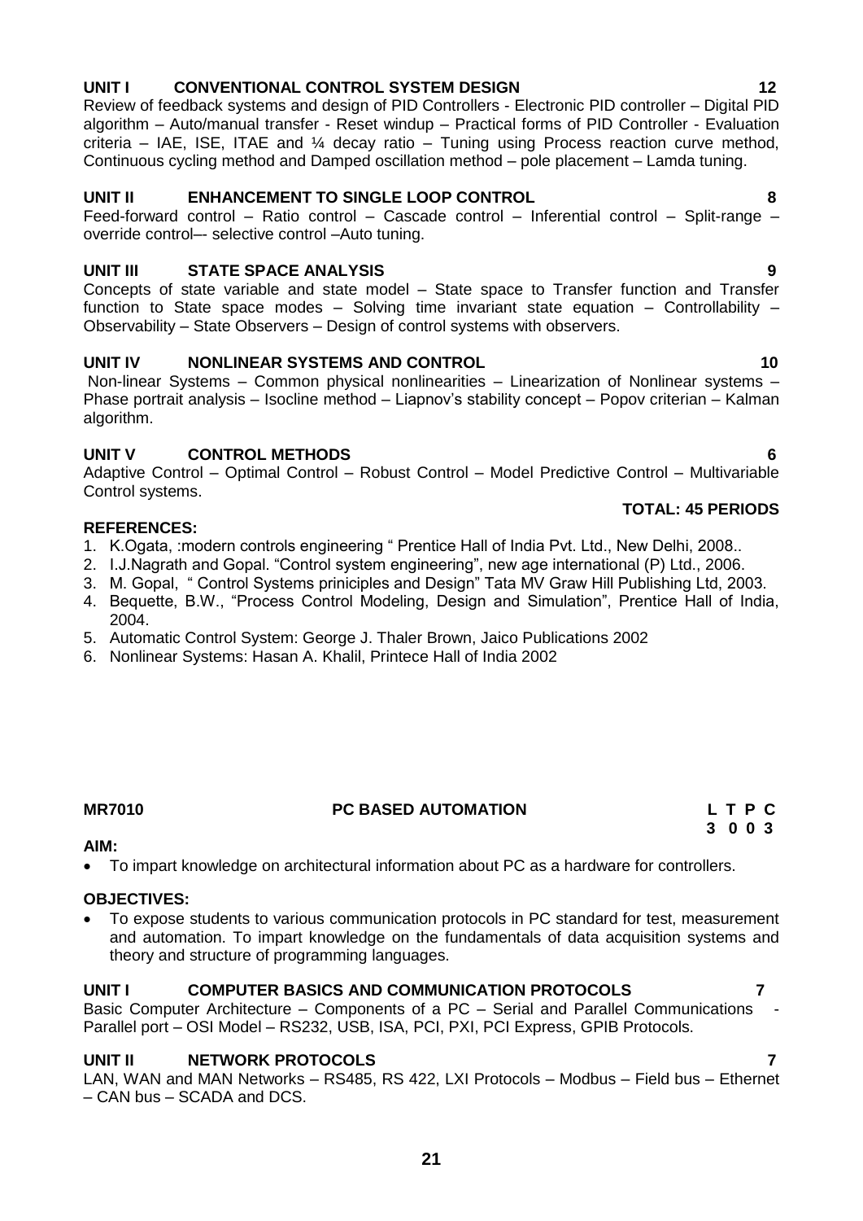**UNIT I CONVENTIONAL CONTROL SYSTEM DESIGN 12**

Review of feedback systems and design of PID Controllers - Electronic PID controller – Digital PID algorithm – Auto/manual transfer - Reset windup – Practical forms of PID Controller - Evaluation criteria – IAE, ISE, ITAE and ¼ decay ratio – Tuning using Process reaction curve method, Continuous cycling method and Damped oscillation method – pole placement – Lamda tuning.

**UNIT II ENHANCEMENT TO SINGLE LOOP CONTROL 8**

Feed-forward control – Ratio control – Cascade control – Inferential control – Split-range – override control–- selective control –Auto tuning.

**UNIT III STATE SPACE ANALYSIS 9**

Concepts of state variable and state model – State space to Transfer function and Transfer function to State space modes – Solving time invariant state equation – Controllability – Observability – State Observers – Design of control systems with observers.

**UNIT IV NONLINEAR SYSTEMS AND CONTROL 10**

Non-linear Systems – Common physical nonlinearities – Linearization of Nonlinear systems – Phase portrait analysis – Isocline method – Liapnov's stability concept – Popov criterian – Kalman algorithm.

**UNIT V CONTROL METHODS 6**

Adaptive Control – Optimal Control – Robust Control – Model Predictive Control – Multivariable Control systems.

**TOTAL: 45 PERIODS**

**REFERENCES:**

1. K.Ogata, :modern controls engineering " Prentice Hall of India Pvt. Ltd., New Delhi, 2008..
2. I.J.Nagrath and Gopal. "Control system engineering", new age international (P) Ltd., 2006.
3. M. Gopal, " Control Systems priniciples and Design" Tata MV Graw Hill Publishing Ltd, 2003.
4. Bequette, B.W., "Process Control Modeling, Design and Simulation", Prentice Hall of India, 2004.
5. Automatic Control System: George J. Thaler Brown, Jaico Publications 2002
6. Nonlinear Systems: Hasan A. Khalil, Printece Hall of India 2002

**MR7010 PC BASED AUTOMATION L T P C**
**3 0 0 3**

**AIM:**

- To impart knowledge on architectural information about PC as a hardware for controllers.

**OBJECTIVES:**

- To expose students to various communication protocols in PC standard for test, measurement and automation. To impart knowledge on the fundamentals of data acquisition systems and theory and structure of programming languages.

**UNIT I COMPUTER BASICS AND COMMUNICATION PROTOCOLS 7**

Basic Computer Architecture – Components of a PC – Serial and Parallel Communications - Parallel port – OSI Model – RS232, USB, ISA, PCI, PXI, PCI Express, GPIB Protocols.

**UNIT II NETWORK PROTOCOLS 7**

LAN, WAN and MAN Networks – RS485, RS 422, LXI Protocols – Modbus – Field bus – Ethernet – CAN bus – SCADA and DCS.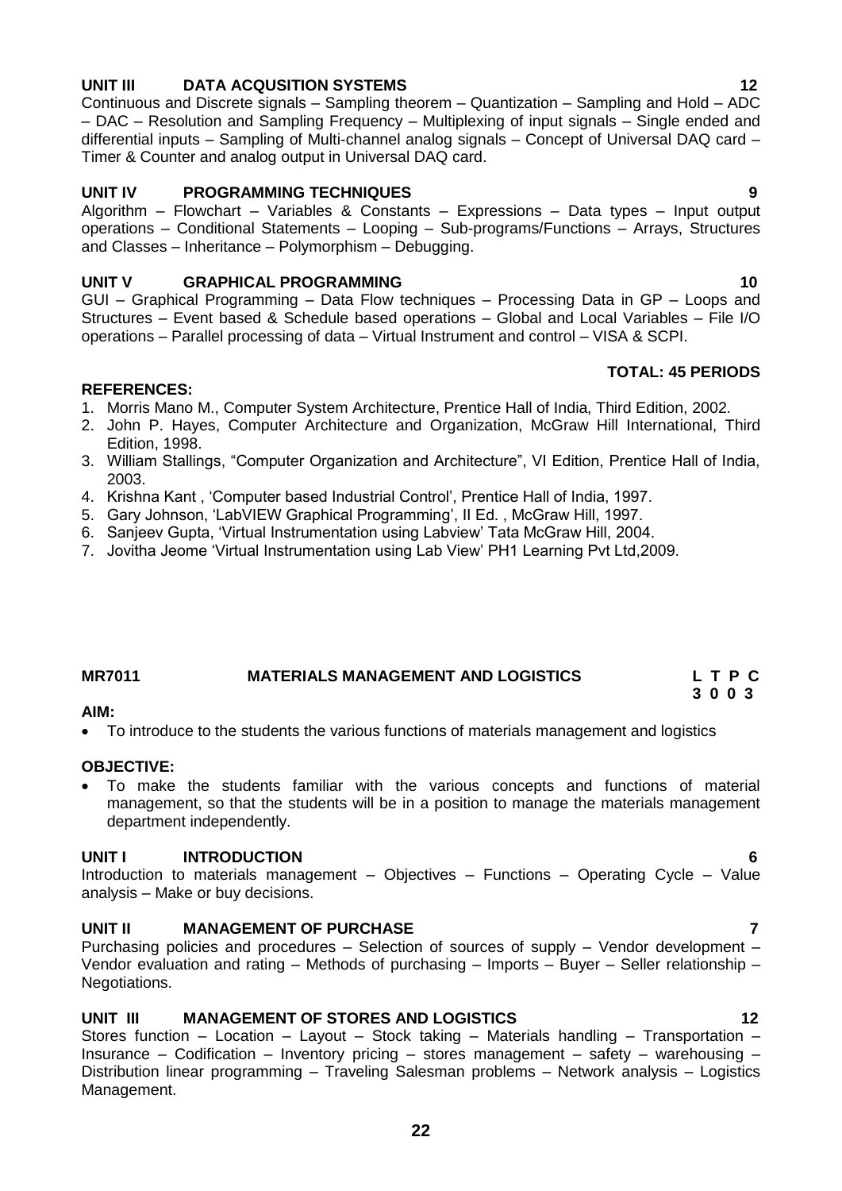**UNIT III DATA ACQUSITION SYSTEMS 12**

Continuous and Discrete signals – Sampling theorem – Quantization – Sampling and Hold – ADC – DAC – Resolution and Sampling Frequency – Multiplexing of input signals – Single ended and differential inputs – Sampling of Multi-channel analog signals – Concept of Universal DAQ card – Timer & Counter and analog output in Universal DAQ card.

**UNIT IV PROGRAMMING TECHNIQUES 9**

Algorithm – Flowchart – Variables & Constants – Expressions – Data types – Input output operations – Conditional Statements – Looping – Sub-programs/Functions – Arrays, Structures and Classes – Inheritance – Polymorphism – Debugging.

**UNIT V GRAPHICAL PROGRAMMING 10**

GUI – Graphical Programming – Data Flow techniques – Processing Data in GP – Loops and Structures – Event based & Schedule based operations – Global and Local Variables – File I/O operations – Parallel processing of data – Virtual Instrument and control – VISA & SCPI.

**TOTAL: 45 PERIODS**

**REFERENCES:**

1. Morris Mano M., Computer System Architecture, Prentice Hall of India, Third Edition, 2002.
2. John P. Hayes, Computer Architecture and Organization, McGraw Hill International, Third Edition, 1998.
3. William Stallings, "Computer Organization and Architecture", VI Edition, Prentice Hall of India, 2003.
4. Krishna Kant , 'Computer based Industrial Control', Prentice Hall of India, 1997.
5. Gary Johnson, 'LabVIEW Graphical Programming', II Ed. , McGraw Hill, 1997.
6. Sanjeev Gupta, 'Virtual Instrumentation using Labview' Tata McGraw Hill, 2004.
7. Jovitha Jeome 'Virtual Instrumentation using Lab View' PH1 Learning Pvt Ltd,2009.

## MR7011 MATERIALS MANAGEMENT AND LOGISTICS

**L T P C**
**3 0 0 3**

**AIM:**

- To introduce to the students the various functions of materials management and logistics

**OBJECTIVE:**

- To make the students familiar with the various concepts and functions of material management, so that the students will be in a position to manage the materials management department independently.

**UNIT I INTRODUCTION 6**

Introduction to materials management – Objectives – Functions – Operating Cycle – Value analysis – Make or buy decisions.

**UNIT II MANAGEMENT OF PURCHASE 7**

Purchasing policies and procedures – Selection of sources of supply – Vendor development – Vendor evaluation and rating – Methods of purchasing – Imports – Buyer – Seller relationship – Negotiations.

**UNIT III MANAGEMENT OF STORES AND LOGISTICS 12**

Stores function – Location – Layout – Stock taking – Materials handling – Transportation – Insurance – Codification – Inventory pricing – stores management – safety – warehousing – Distribution linear programming – Traveling Salesman problems – Network analysis – Logistics Management.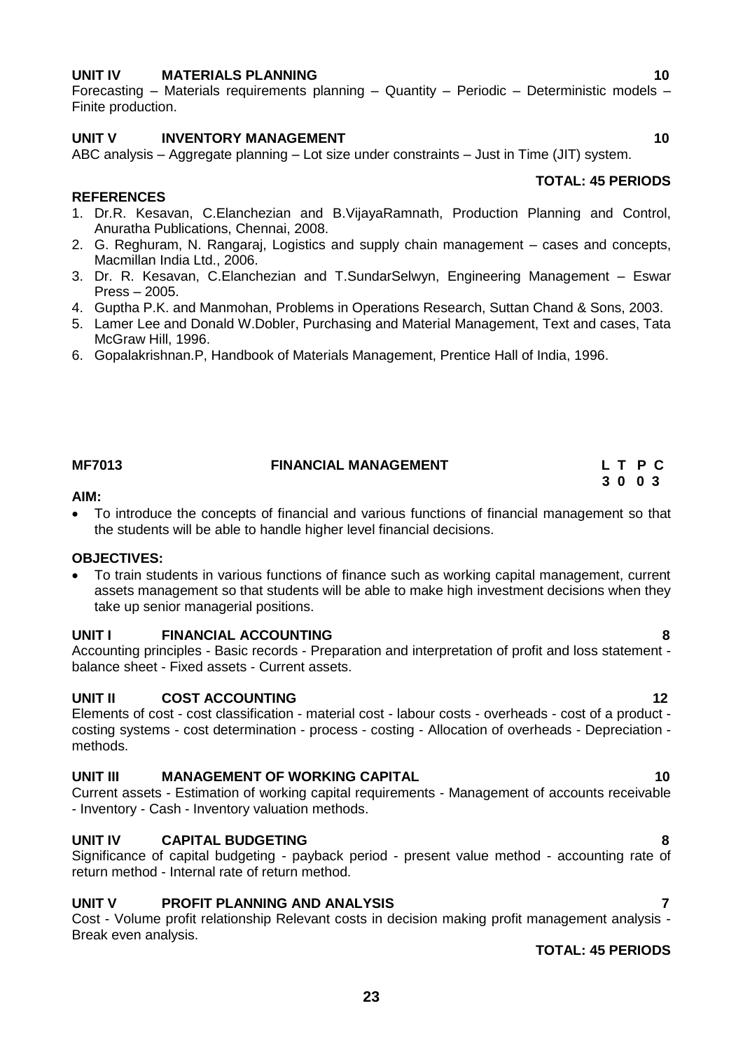**UNIT IV MATERIALS PLANNING 10**

Forecasting – Materials requirements planning – Quantity – Periodic – Deterministic models – Finite production.

**UNIT V INVENTORY MANAGEMENT 10**

ABC analysis – Aggregate planning – Lot size under constraints – Just in Time (JIT) system.

**TOTAL: 45 PERIODS**

**REFERENCES**

1. Dr.R. Kesavan, C.Elanchezian and B.VijayaRamnath, Production Planning and Control, Anuratha Publications, Chennai, 2008.
2. G. Reghuram, N. Rangaraj, Logistics and supply chain management – cases and concepts, Macmillan India Ltd., 2006.
3. Dr. R. Kesavan, C.Elanchezian and T.SundarSelwyn, Engineering Management – Eswar Press – 2005.
4. Guptha P.K. and Manmohan, Problems in Operations Research, Suttan Chand & Sons, 2003.
5. Lamer Lee and Donald W.Dobler, Purchasing and Material Management, Text and cases, Tata McGraw Hill, 1996.
6. Gopalakrishnan.P, Handbook of Materials Management, Prentice Hall of India, 1996.

## MF7013 FINANCIAL MANAGEMENT

| L | T | P | C |
|---|---|---|---|
| 3 | 0 | 0 | 3 |

**AIM:**

- To introduce the concepts of financial and various functions of financial management so that the students will be able to handle higher level financial decisions.

**OBJECTIVES:**

- To train students in various functions of finance such as working capital management, current assets management so that students will be able to make high investment decisions when they take up senior managerial positions.

**UNIT I FINANCIAL ACCOUNTING 8**

Accounting principles - Basic records - Preparation and interpretation of profit and loss statement - balance sheet - Fixed assets - Current assets.

**UNIT II COST ACCOUNTING 12**

Elements of cost - cost classification - material cost - labour costs - overheads - cost of a product - costing systems - cost determination - process - costing - Allocation of overheads - Depreciation - methods.

**UNIT III MANAGEMENT OF WORKING CAPITAL 10**

Current assets - Estimation of working capital requirements - Management of accounts receivable - Inventory - Cash - Inventory valuation methods.

**UNIT IV CAPITAL BUDGETING 8**

Significance of capital budgeting - payback period - present value method - accounting rate of return method - Internal rate of return method.

**UNIT V PROFIT PLANNING AND ANALYSIS 7**

Cost - Volume profit relationship Relevant costs in decision making profit management analysis - Break even analysis.

**TOTAL: 45 PERIODS**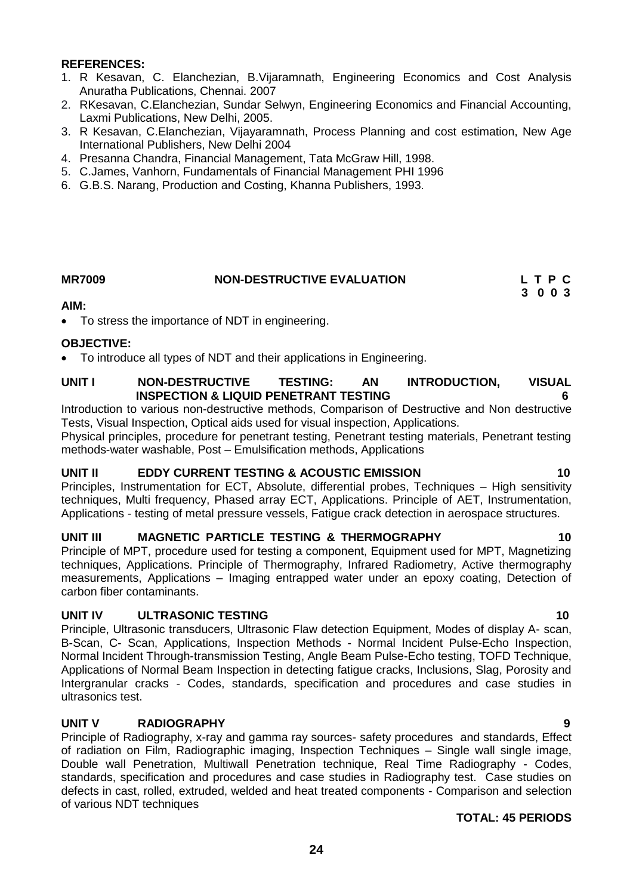**REFERENCES:**

1. R Kesavan, C. Elanchezian, B.Vijaramnath, Engineering Economics and Cost Analysis Anuratha Publications, Chennai. 2007
2. RKesavan, C.Elanchezian, Sundar Selwyn, Engineering Economics and Financial Accounting, Laxmi Publications, New Delhi, 2005.
3. R Kesavan, C.Elanchezian, Vijayaramnath, Process Planning and cost estimation, New Age International Publishers, New Delhi 2004
4. Presanna Chandra, Financial Management, Tata McGraw Hill, 1998.
5. C.James, Vanhorn, Fundamentals of Financial Management PHI 1996
6. G.B.S. Narang, Production and Costing, Khanna Publishers, 1993.

## MR7009 NON-DESTRUCTIVE EVALUATION

| L | T | P | C |
|---|---|---|---|
| 3 | 0 | 0 | 3 |

**AIM:**

- To stress the importance of NDT in engineering.

**OBJECTIVE:**

- To introduce all types of NDT and their applications in Engineering.

**UNIT I NON-DESTRUCTIVE TESTING: AN INTRODUCTION, VISUAL INSPECTION & LIQUID PENETRANT TESTING 6**

Introduction to various non-destructive methods, Comparison of Destructive and Non destructive Tests, Visual Inspection, Optical aids used for visual inspection, Applications.

Physical principles, procedure for penetrant testing, Penetrant testing materials, Penetrant testing methods-water washable, Post – Emulsification methods, Applications

**UNIT II EDDY CURRENT TESTING & ACOUSTIC EMISSION 10**

Principles, Instrumentation for ECT, Absolute, differential probes, Techniques – High sensitivity techniques, Multi frequency, Phased array ECT, Applications. Principle of AET, Instrumentation, Applications - testing of metal pressure vessels, Fatigue crack detection in aerospace structures.

**UNIT III MAGNETIC PARTICLE TESTING & THERMOGRAPHY 10**

Principle of MPT, procedure used for testing a component, Equipment used for MPT, Magnetizing techniques, Applications. Principle of Thermography, Infrared Radiometry, Active thermography measurements, Applications – Imaging entrapped water under an epoxy coating, Detection of carbon fiber contaminants.

**UNIT IV ULTRASONIC TESTING 10**

Principle, Ultrasonic transducers, Ultrasonic Flaw detection Equipment, Modes of display A- scan, B-Scan, C- Scan, Applications, Inspection Methods - Normal Incident Pulse-Echo Inspection, Normal Incident Through-transmission Testing, Angle Beam Pulse-Echo testing, TOFD Technique, Applications of Normal Beam Inspection in detecting fatigue cracks, Inclusions, Slag, Porosity and Intergranular cracks - Codes, standards, specification and procedures and case studies in ultrasonics test.

**UNIT V RADIOGRAPHY 9**

Principle of Radiography, x-ray and gamma ray sources- safety procedures and standards, Effect of radiation on Film, Radiographic imaging, Inspection Techniques – Single wall single image, Double wall Penetration, Multiwall Penetration technique, Real Time Radiography - Codes, standards, specification and procedures and case studies in Radiography test. Case studies on defects in cast, rolled, extruded, welded and heat treated components - Comparison and selection of various NDT techniques

**TOTAL: 45 PERIODS**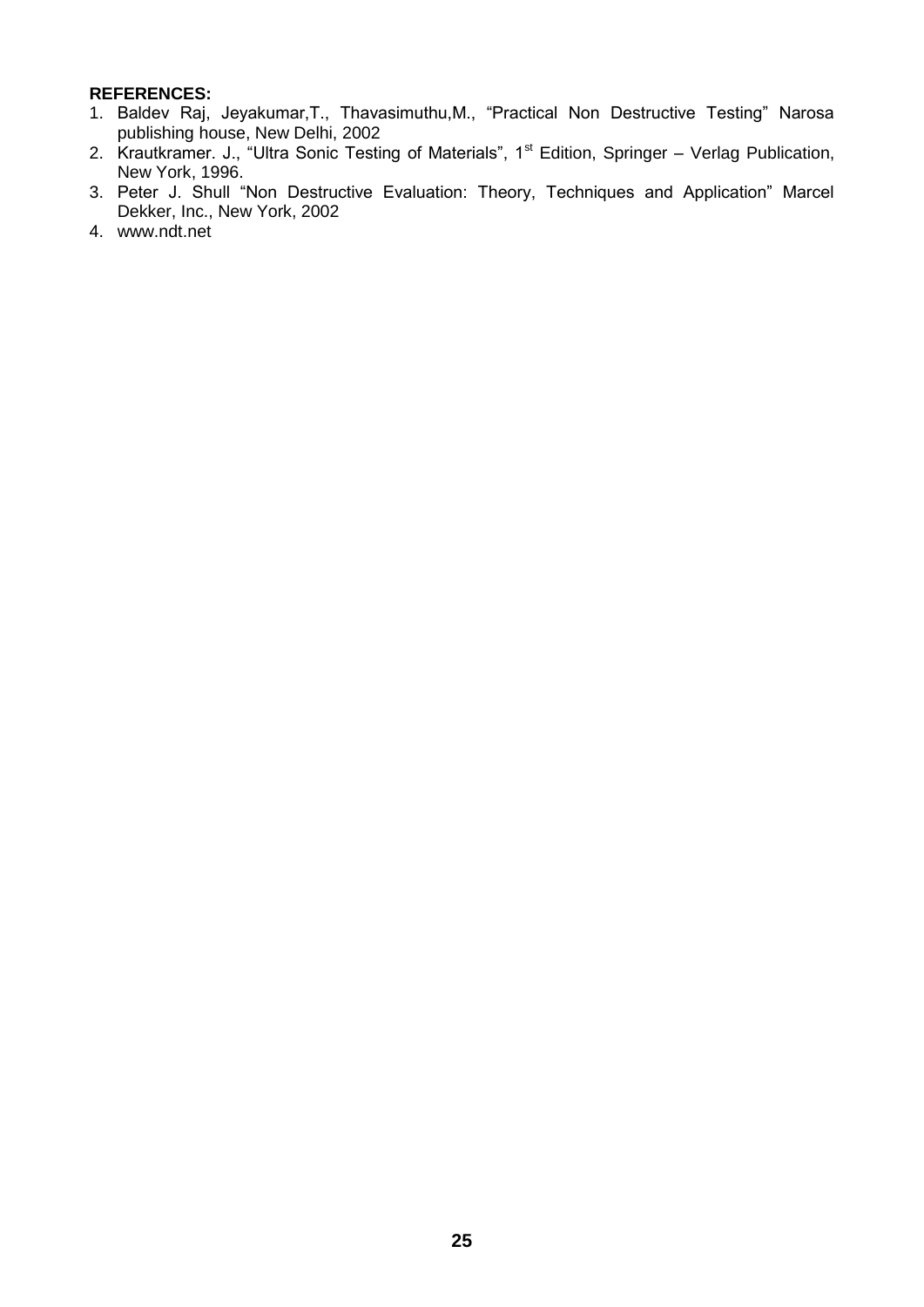**REFERENCES:**

1. Baldev Raj, Jeyakumar,T., Thavasimuthu,M., “Practical Non Destructive Testing” Narosa publishing house, New Delhi, 2002
2. Krautkramer. J., “Ultra Sonic Testing of Materials”, 1st Edition, Springer – Verlag Publication, New York, 1996.
3. Peter J. Shull “Non Destructive Evaluation: Theory, Techniques and Application” Marcel Dekker, Inc., New York, 2002
4. www.ndt.net